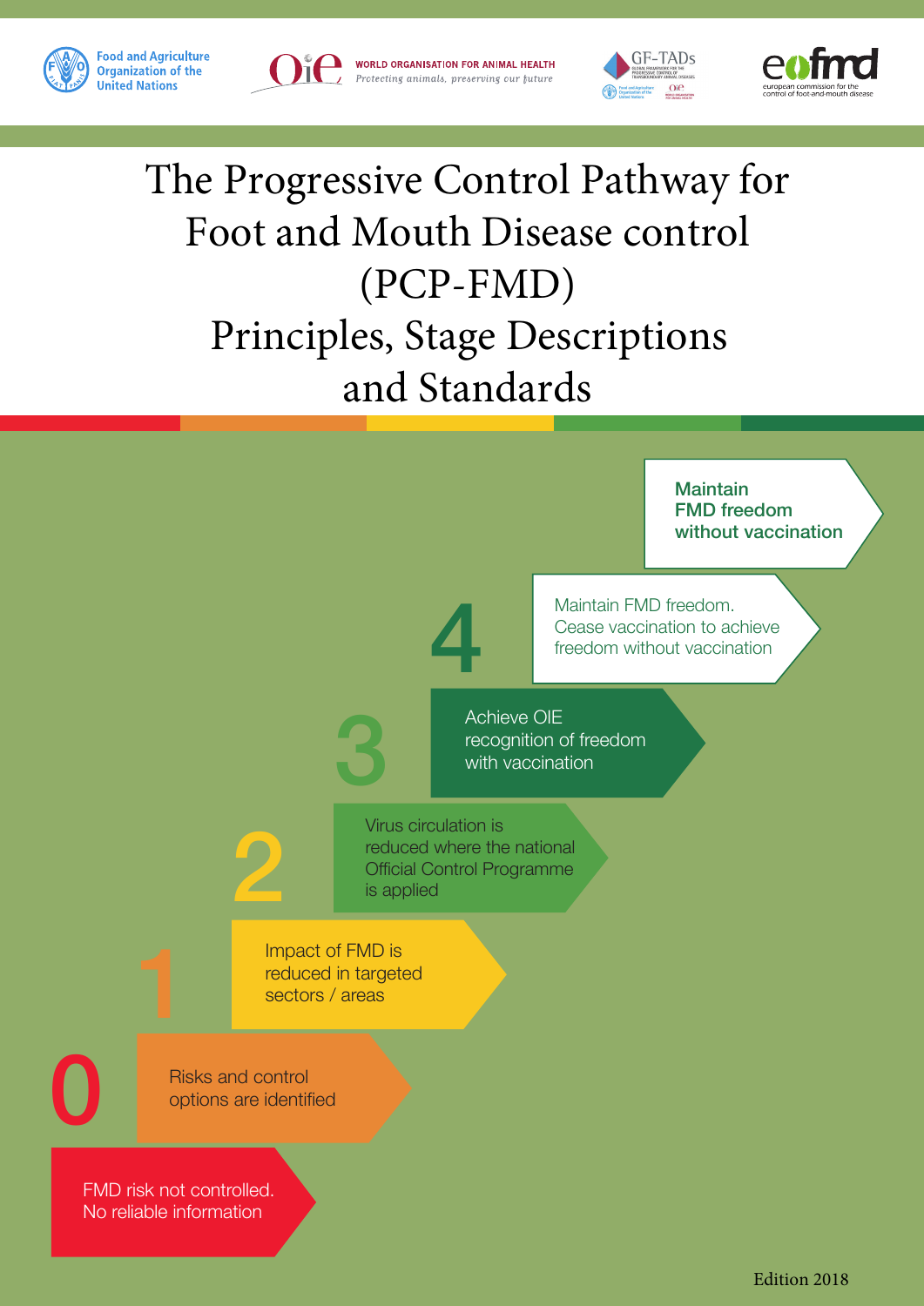Food and Agriculture Organization of the United Nations

WORLD ORGANISATION FOR ANIMAL HEALTH
*Protecting animals, preserving our future*

GF-TADs

eufmd
european commission for the control of foot-and-mouth disease

# The Progressive Control Pathway for Foot and Mouth Disease control (PCP-FMD) Principles, Stage Descriptions and Standards

**Maintain FMD freedom without vaccination**

**4** Maintain FMD freedom. Cease vaccination to achieve freedom without vaccination

**3** Achieve OIE recognition of freedom with vaccination

**2** Virus circulation is reduced where the national Official Control Programme is applied

**1** Impact of FMD is reduced in targeted sectors / areas

**0** Risks and control options are identified

FMD risk not controlled. No reliable information

Edition 2018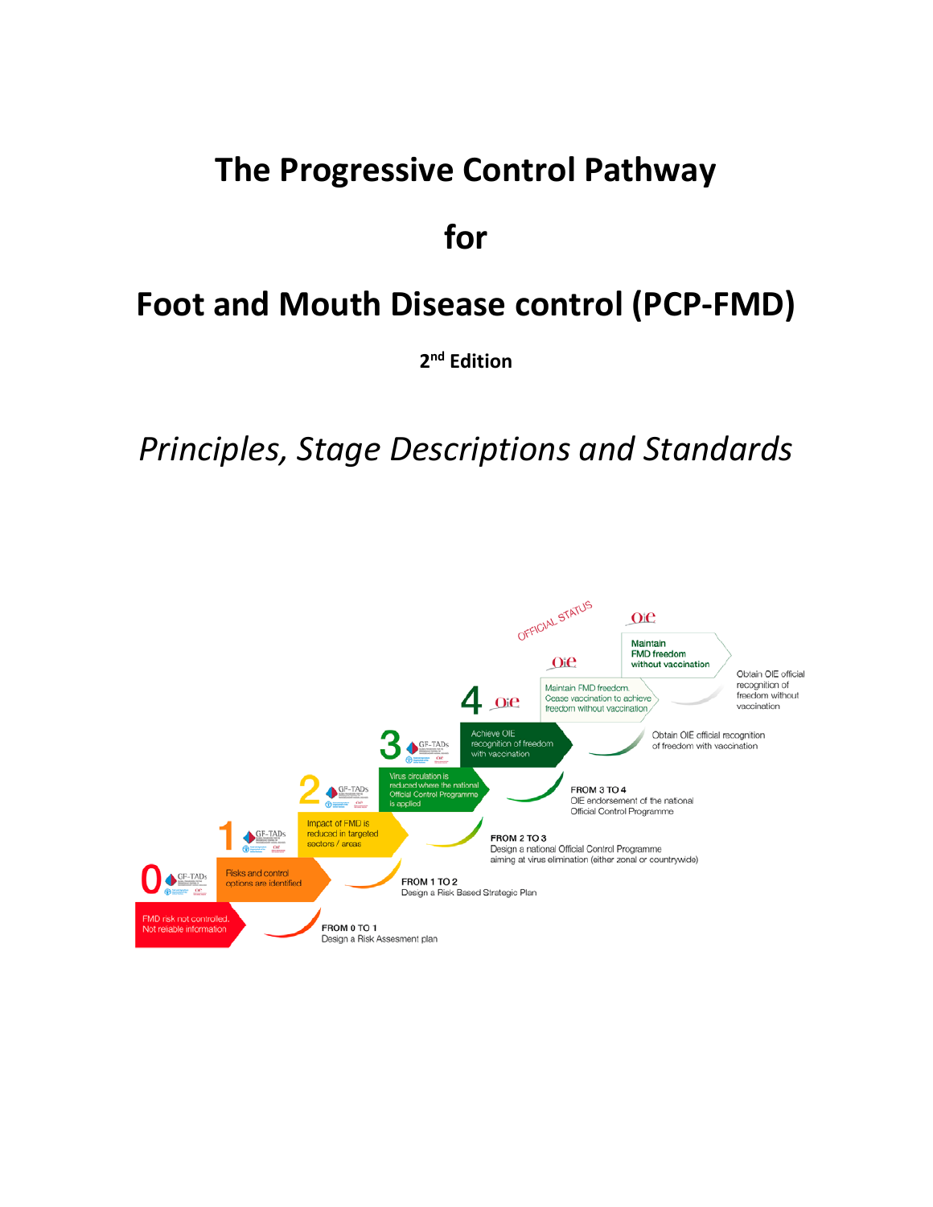# The Progressive Control Pathway

# for

# Foot and Mouth Disease control (PCP-FMD)

**2nd Edition**

*Principles, Stage Descriptions and Standards*

0 — FMD risk not controlled. Not reliable information

FROM 0 TO 1 — Design a Risk Assesment plan

1 — Risks and control options are identified

FROM 1 TO 2 — Design a Risk Based Strategic Plan

2 — Impact of FMD is reduced in targeted sectors / areas

FROM 2 TO 3 — Design a national Official Control Programme aiming at virus elimination (either zonal or countrywide)

3 — Virus circulation is reduced where the national Official Control Programme is applied

FROM 3 TO 4 — OIE endorsement of the national Official Control Programme

4 — Achieve OIE recognition of freedom with vaccination

Obtain OIE official recognition of freedom with vaccination

OFFICIAL STATUS

Maintain FMD freedom. Cease vaccination to achieve freedom without vaccination

Obtain OIE official recognition of freedom without vaccination

Maintain FMD freedom without vaccination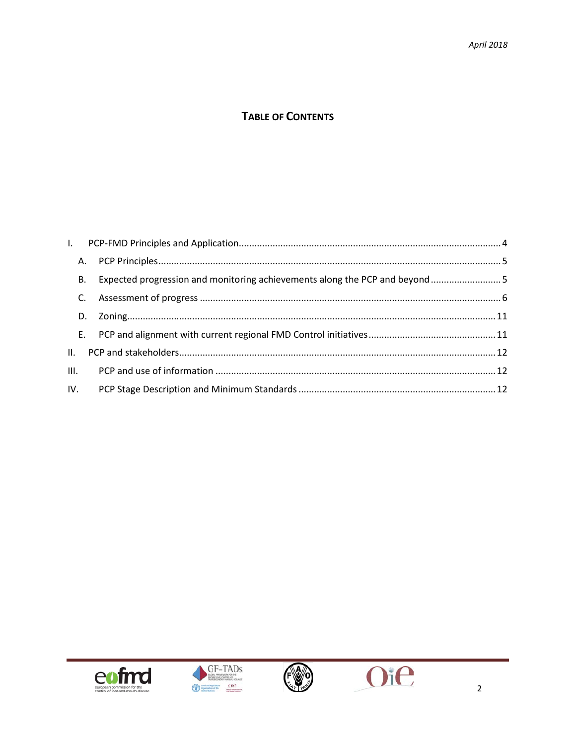## TABLE OF CONTENTS

I. PCP-FMD Principles and Application .... 4

  A. PCP Principles .... 5

  B. Expected progression and monitoring achievements along the PCP and beyond .... 5

  C. Assessment of progress .... 6

  D. Zoning .... 11

  E. PCP and alignment with current regional FMD Control initiatives .... 11

II. PCP and stakeholders .... 12

III. PCP and use of information .... 12

IV. PCP Stage Description and Minimum Standards .... 12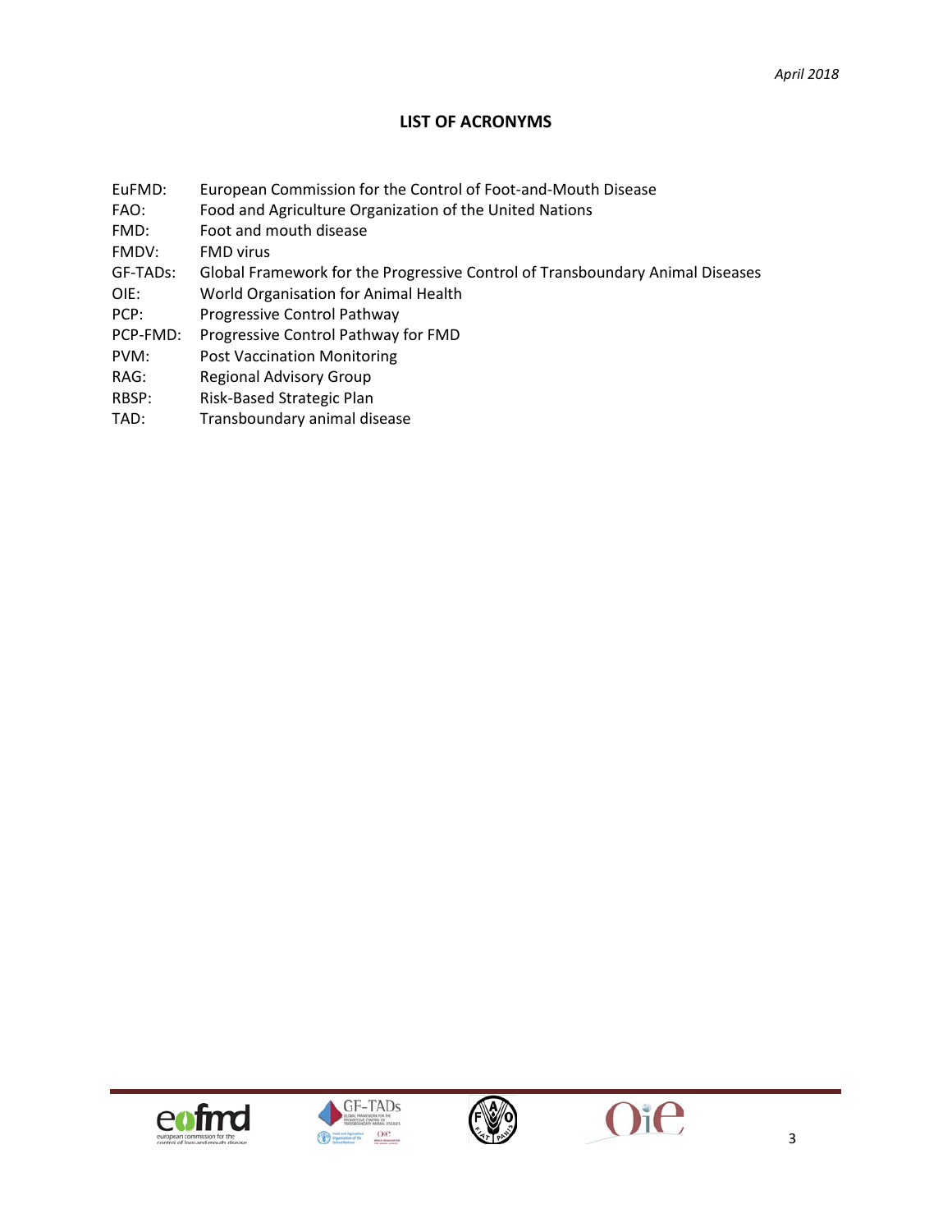## LIST OF ACRONYMS

| | |
|---|---|
| EuFMD: | European Commission for the Control of Foot-and-Mouth Disease |
| FAO: | Food and Agriculture Organization of the United Nations |
| FMD: | Foot and mouth disease |
| FMDV: | FMD virus |
| GF-TADs: | Global Framework for the Progressive Control of Transboundary Animal Diseases |
| OIE: | World Organisation for Animal Health |
| PCP: | Progressive Control Pathway |
| PCP-FMD: | Progressive Control Pathway for FMD |
| PVM: | Post Vaccination Monitoring |
| RAG: | Regional Advisory Group |
| RBSP: | Risk-Based Strategic Plan |
| TAD: | Transboundary animal disease |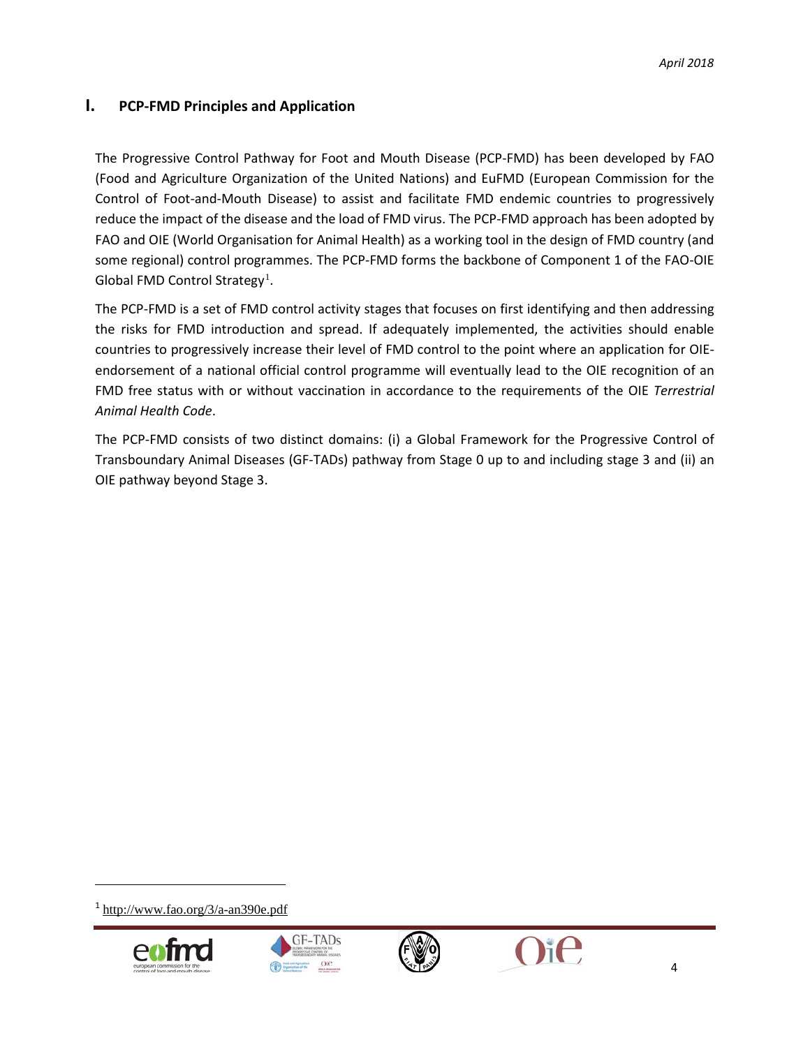# I. PCP-FMD Principles and Application

The Progressive Control Pathway for Foot and Mouth Disease (PCP-FMD) has been developed by FAO (Food and Agriculture Organization of the United Nations) and EuFMD (European Commission for the Control of Foot-and-Mouth Disease) to assist and facilitate FMD endemic countries to progressively reduce the impact of the disease and the load of FMD virus. The PCP-FMD approach has been adopted by FAO and OIE (World Organisation for Animal Health) as a working tool in the design of FMD country (and some regional) control programmes. The PCP-FMD forms the backbone of Component 1 of the FAO-OIE Global FMD Control Strategy[1].

The PCP-FMD is a set of FMD control activity stages that focuses on first identifying and then addressing the risks for FMD introduction and spread. If adequately implemented, the activities should enable countries to progressively increase their level of FMD control to the point where an application for OIE-endorsement of a national official control programme will eventually lead to the OIE recognition of an FMD free status with or without vaccination in accordance to the requirements of the OIE *Terrestrial Animal Health Code*.

The PCP-FMD consists of two distinct domains: (i) a Global Framework for the Progressive Control of Transboundary Animal Diseases (GF-TADs) pathway from Stage 0 up to and including stage 3 and (ii) an OIE pathway beyond Stage 3.

---

[1] http://www.fao.org/3/a-an390e.pdf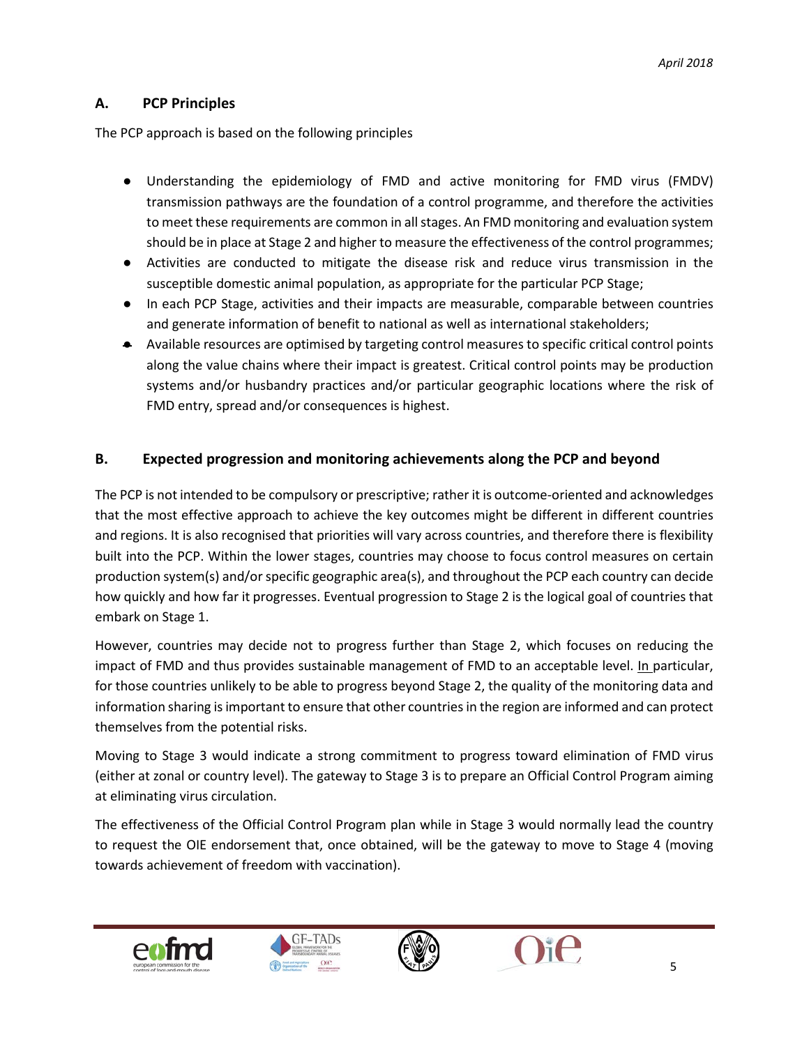## A. PCP Principles

The PCP approach is based on the following principles

- Understanding the epidemiology of FMD and active monitoring for FMD virus (FMDV) transmission pathways are the foundation of a control programme, and therefore the activities to meet these requirements are common in all stages. An FMD monitoring and evaluation system should be in place at Stage 2 and higher to measure the effectiveness of the control programmes;
- Activities are conducted to mitigate the disease risk and reduce virus transmission in the susceptible domestic animal population, as appropriate for the particular PCP Stage;
- In each PCP Stage, activities and their impacts are measurable, comparable between countries and generate information of benefit to national as well as international stakeholders;
- Available resources are optimised by targeting control measures to specific critical control points along the value chains where their impact is greatest. Critical control points may be production systems and/or husbandry practices and/or particular geographic locations where the risk of FMD entry, spread and/or consequences is highest.

## B. Expected progression and monitoring achievements along the PCP and beyond

The PCP is not intended to be compulsory or prescriptive; rather it is outcome-oriented and acknowledges that the most effective approach to achieve the key outcomes might be different in different countries and regions. It is also recognised that priorities will vary across countries, and therefore there is flexibility built into the PCP. Within the lower stages, countries may choose to focus control measures on certain production system(s) and/or specific geographic area(s), and throughout the PCP each country can decide how quickly and how far it progresses. Eventual progression to Stage 2 is the logical goal of countries that embark on Stage 1.

However, countries may decide not to progress further than Stage 2, which focuses on reducing the impact of FMD and thus provides sustainable management of FMD to an acceptable level. In particular, for those countries unlikely to be able to progress beyond Stage 2, the quality of the monitoring data and information sharing is important to ensure that other countries in the region are informed and can protect themselves from the potential risks.

Moving to Stage 3 would indicate a strong commitment to progress toward elimination of FMD virus (either at zonal or country level). The gateway to Stage 3 is to prepare an Official Control Program aiming at eliminating virus circulation.

The effectiveness of the Official Control Program plan while in Stage 3 would normally lead the country to request the OIE endorsement that, once obtained, will be the gateway to move to Stage 4 (moving towards achievement of freedom with vaccination).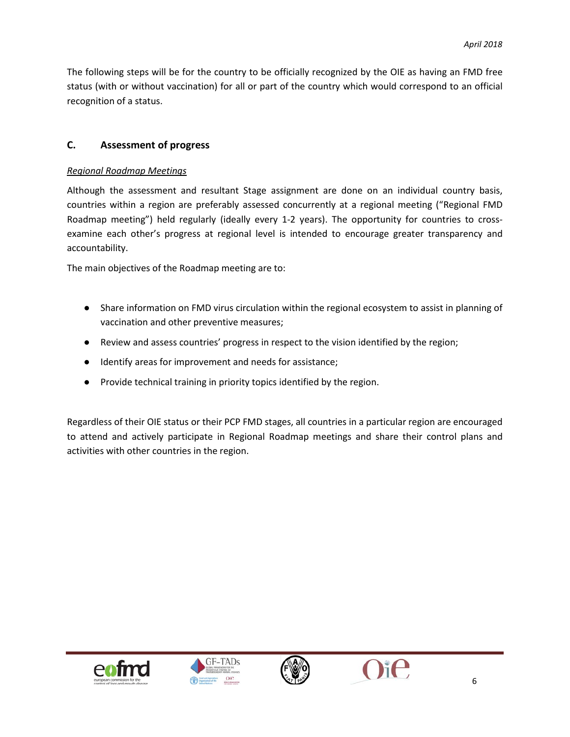The following steps will be for the country to be officially recognized by the OIE as having an FMD free status (with or without vaccination) for all or part of the country which would correspond to an official recognition of a status.

## C. Assessment of progress

*Regional Roadmap Meetings*

Although the assessment and resultant Stage assignment are done on an individual country basis, countries within a region are preferably assessed concurrently at a regional meeting ("Regional FMD Roadmap meeting") held regularly (ideally every 1-2 years). The opportunity for countries to cross-examine each other's progress at regional level is intended to encourage greater transparency and accountability.

The main objectives of the Roadmap meeting are to:

- Share information on FMD virus circulation within the regional ecosystem to assist in planning of vaccination and other preventive measures;
- Review and assess countries' progress in respect to the vision identified by the region;
- Identify areas for improvement and needs for assistance;
- Provide technical training in priority topics identified by the region.

Regardless of their OIE status or their PCP FMD stages, all countries in a particular region are encouraged to attend and actively participate in Regional Roadmap meetings and share their control plans and activities with other countries in the region.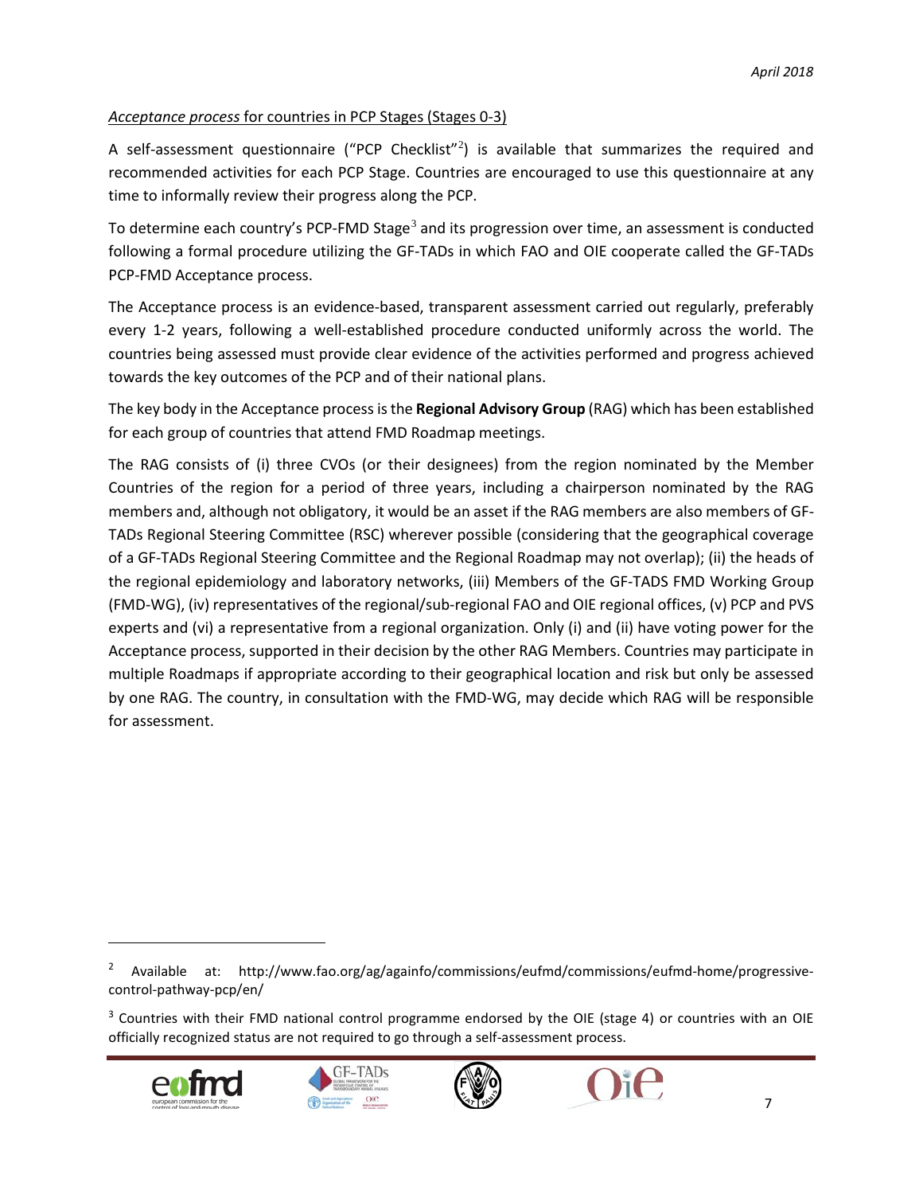*Acceptance process* for countries in PCP Stages (Stages 0-3)

A self-assessment questionnaire ("PCP Checklist"[2]) is available that summarizes the required and recommended activities for each PCP Stage. Countries are encouraged to use this questionnaire at any time to informally review their progress along the PCP.

To determine each country's PCP-FMD Stage[3] and its progression over time, an assessment is conducted following a formal procedure utilizing the GF-TADs in which FAO and OIE cooperate called the GF-TADs PCP-FMD Acceptance process.

The Acceptance process is an evidence-based, transparent assessment carried out regularly, preferably every 1-2 years, following a well-established procedure conducted uniformly across the world. The countries being assessed must provide clear evidence of the activities performed and progress achieved towards the key outcomes of the PCP and of their national plans.

The key body in the Acceptance process is the **Regional Advisory Group** (RAG) which has been established for each group of countries that attend FMD Roadmap meetings.

The RAG consists of (i) three CVOs (or their designees) from the region nominated by the Member Countries of the region for a period of three years, including a chairperson nominated by the RAG members and, although not obligatory, it would be an asset if the RAG members are also members of GF-TADs Regional Steering Committee (RSC) wherever possible (considering that the geographical coverage of a GF-TADs Regional Steering Committee and the Regional Roadmap may not overlap); (ii) the heads of the regional epidemiology and laboratory networks, (iii) Members of the GF-TADS FMD Working Group (FMD-WG), (iv) representatives of the regional/sub-regional FAO and OIE regional offices, (v) PCP and PVS experts and (vi) a representative from a regional organization. Only (i) and (ii) have voting power for the Acceptance process, supported in their decision by the other RAG Members. Countries may participate in multiple Roadmaps if appropriate according to their geographical location and risk but only be assessed by one RAG. The country, in consultation with the FMD-WG, may decide which RAG will be responsible for assessment.

---

[2] Available at: http://www.fao.org/ag/againfo/commissions/eufmd/commissions/eufmd-home/progressive-control-pathway-pcp/en/

[3] Countries with their FMD national control programme endorsed by the OIE (stage 4) or countries with an OIE officially recognized status are not required to go through a self-assessment process.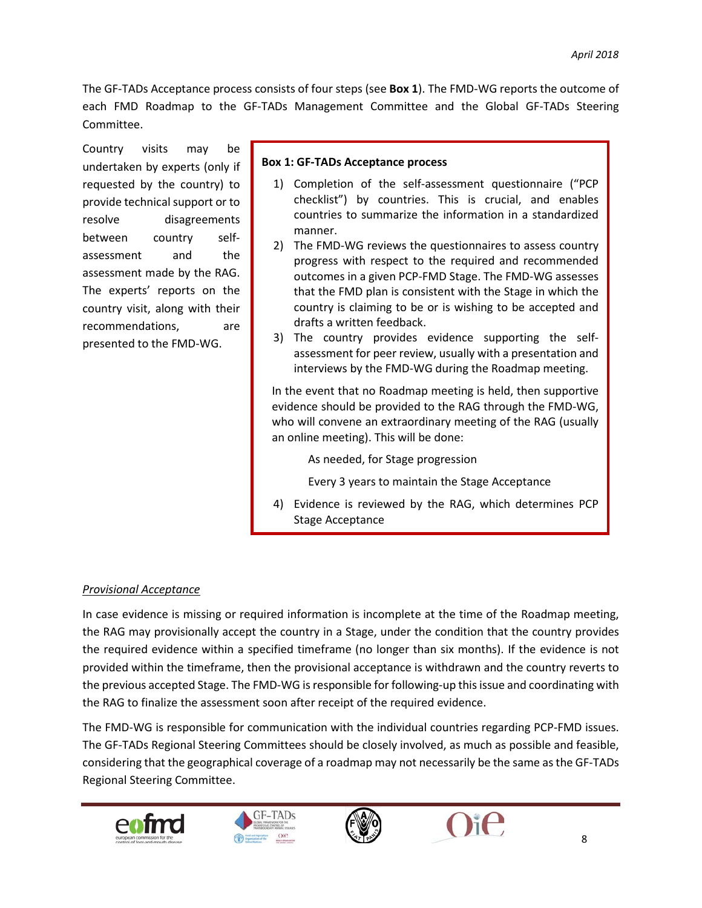The GF-TADs Acceptance process consists of four steps (see **Box 1**). The FMD-WG reports the outcome of each FMD Roadmap to the GF-TADs Management Committee and the Global GF-TADs Steering Committee.

Country visits may be undertaken by experts (only if requested by the country) to provide technical support or to resolve disagreements between country self-assessment and the assessment made by the RAG. The experts' reports on the country visit, along with their recommendations, are presented to the FMD-WG.

**Box 1: GF-TADs Acceptance process**

1) Completion of the self-assessment questionnaire ("PCP checklist") by countries. This is crucial, and enables countries to summarize the information in a standardized manner.
2) The FMD-WG reviews the questionnaires to assess country progress with respect to the required and recommended outcomes in a given PCP-FMD Stage. The FMD-WG assesses that the FMD plan is consistent with the Stage in which the country is claiming to be or is wishing to be accepted and drafts a written feedback.
3) The country provides evidence supporting the self-assessment for peer review, usually with a presentation and interviews by the FMD-WG during the Roadmap meeting.

In the event that no Roadmap meeting is held, then supportive evidence should be provided to the RAG through the FMD-WG, who will convene an extraordinary meeting of the RAG (usually an online meeting). This will be done:

As needed, for Stage progression

Every 3 years to maintain the Stage Acceptance

4) Evidence is reviewed by the RAG, which determines PCP Stage Acceptance

*Provisional Acceptance*

In case evidence is missing or required information is incomplete at the time of the Roadmap meeting, the RAG may provisionally accept the country in a Stage, under the condition that the country provides the required evidence within a specified timeframe (no longer than six months). If the evidence is not provided within the timeframe, then the provisional acceptance is withdrawn and the country reverts to the previous accepted Stage. The FMD-WG is responsible for following-up this issue and coordinating with the RAG to finalize the assessment soon after receipt of the required evidence.

The FMD-WG is responsible for communication with the individual countries regarding PCP-FMD issues. The GF-TADs Regional Steering Committees should be closely involved, as much as possible and feasible, considering that the geographical coverage of a roadmap may not necessarily be the same as the GF-TADs Regional Steering Committee.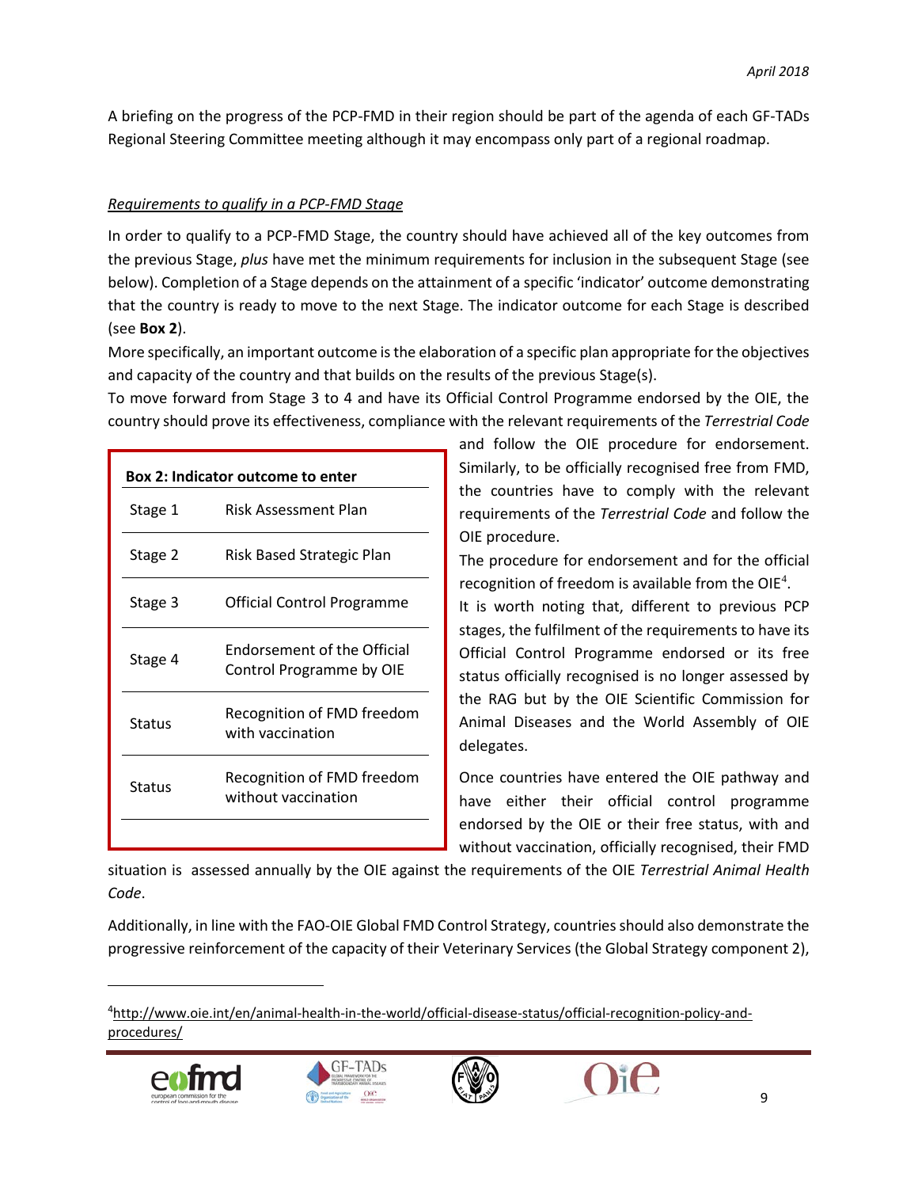A briefing on the progress of the PCP-FMD in their region should be part of the agenda of each GF-TADs Regional Steering Committee meeting although it may encompass only part of a regional roadmap.

*Requirements to qualify in a PCP-FMD Stage*

In order to qualify to a PCP-FMD Stage, the country should have achieved all of the key outcomes from the previous Stage, *plus* have met the minimum requirements for inclusion in the subsequent Stage (see below). Completion of a Stage depends on the attainment of a specific 'indicator' outcome demonstrating that the country is ready to move to the next Stage. The indicator outcome for each Stage is described (see **Box 2**).

More specifically, an important outcome is the elaboration of a specific plan appropriate for the objectives and capacity of the country and that builds on the results of the previous Stage(s).

To move forward from Stage 3 to 4 and have its Official Control Programme endorsed by the OIE, the country should prove its effectiveness, compliance with the relevant requirements of the *Terrestrial Code* and follow the OIE procedure for endorsement. Similarly, to be officially recognised free from FMD, the countries have to comply with the relevant requirements of the *Terrestrial Code* and follow the OIE procedure.

The procedure for endorsement and for the official recognition of freedom is available from the OIE[4].

It is worth noting that, different to previous PCP stages, the fulfilment of the requirements to have its Official Control Programme endorsed or its free status officially recognised is no longer assessed by the RAG but by the OIE Scientific Commission for Animal Diseases and the World Assembly of OIE delegates.

**Box 2: Indicator outcome to enter**

| | |
|---|---|
| Stage 1 | Risk Assessment Plan |
| Stage 2 | Risk Based Strategic Plan |
| Stage 3 | Official Control Programme |
| Stage 4 | Endorsement of the Official Control Programme by OIE |
| Status | Recognition of FMD freedom with vaccination |
| Status | Recognition of FMD freedom without vaccination |

Once countries have entered the OIE pathway and have either their official control programme endorsed by the OIE or their free status, with and without vaccination, officially recognised, their FMD situation is assessed annually by the OIE against the requirements of the OIE *Terrestrial Animal Health Code*.

Additionally, in line with the FAO-OIE Global FMD Control Strategy, countries should also demonstrate the progressive reinforcement of the capacity of their Veterinary Services (the Global Strategy component 2),

[4] http://www.oie.int/en/animal-health-in-the-world/official-disease-status/official-recognition-policy-and-procedures/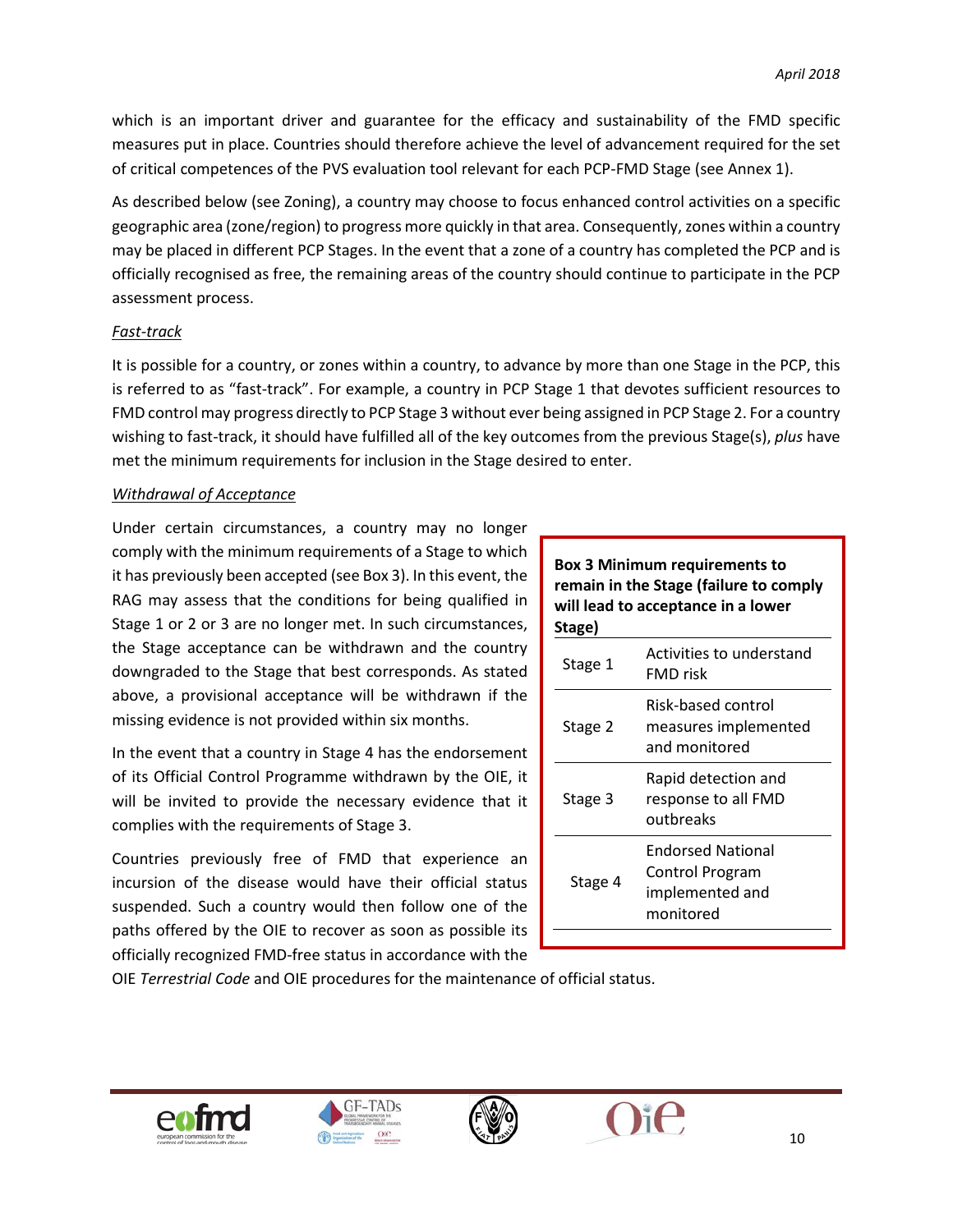which is an important driver and guarantee for the efficacy and sustainability of the FMD specific measures put in place. Countries should therefore achieve the level of advancement required for the set of critical competences of the PVS evaluation tool relevant for each PCP-FMD Stage (see Annex 1).

As described below (see Zoning), a country may choose to focus enhanced control activities on a specific geographic area (zone/region) to progress more quickly in that area. Consequently, zones within a country may be placed in different PCP Stages. In the event that a zone of a country has completed the PCP and is officially recognised as free, the remaining areas of the country should continue to participate in the PCP assessment process.

*Fast-track*

It is possible for a country, or zones within a country, to advance by more than one Stage in the PCP, this is referred to as "fast-track". For example, a country in PCP Stage 1 that devotes sufficient resources to FMD control may progress directly to PCP Stage 3 without ever being assigned in PCP Stage 2. For a country wishing to fast-track, it should have fulfilled all of the key outcomes from the previous Stage(s), *plus* have met the minimum requirements for inclusion in the Stage desired to enter.

*Withdrawal of Acceptance*

Under certain circumstances, a country may no longer comply with the minimum requirements of a Stage to which it has previously been accepted (see Box 3). In this event, the RAG may assess that the conditions for being qualified in Stage 1 or 2 or 3 are no longer met. In such circumstances, the Stage acceptance can be withdrawn and the country downgraded to the Stage that best corresponds. As stated above, a provisional acceptance will be withdrawn if the missing evidence is not provided within six months.

**Box 3 Minimum requirements to remain in the Stage (failure to comply will lead to acceptance in a lower Stage)**

| Stage | Minimum requirement |
|---|---|
| Stage 1 | Activities to understand FMD risk |
| Stage 2 | Risk-based control measures implemented and monitored |
| Stage 3 | Rapid detection and response to all FMD outbreaks |
| Stage 4 | Endorsed National Control Program implemented and monitored |

In the event that a country in Stage 4 has the endorsement of its Official Control Programme withdrawn by the OIE, it will be invited to provide the necessary evidence that it complies with the requirements of Stage 3.

Countries previously free of FMD that experience an incursion of the disease would have their official status suspended. Such a country would then follow one of the paths offered by the OIE to recover as soon as possible its officially recognized FMD-free status in accordance with the OIE *Terrestrial Code* and OIE procedures for the maintenance of official status.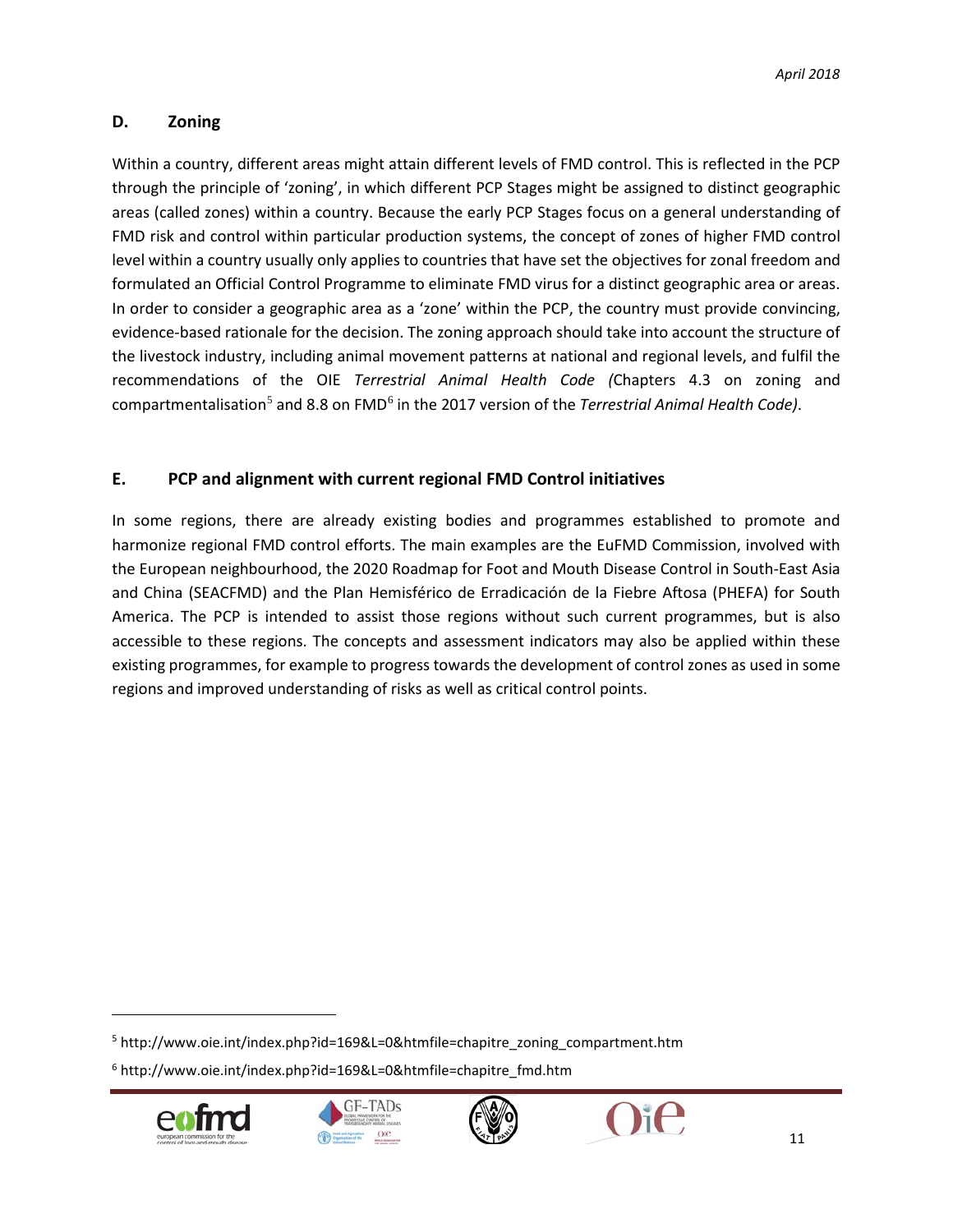## D. Zoning

Within a country, different areas might attain different levels of FMD control. This is reflected in the PCP through the principle of 'zoning', in which different PCP Stages might be assigned to distinct geographic areas (called zones) within a country. Because the early PCP Stages focus on a general understanding of FMD risk and control within particular production systems, the concept of zones of higher FMD control level within a country usually only applies to countries that have set the objectives for zonal freedom and formulated an Official Control Programme to eliminate FMD virus for a distinct geographic area or areas. In order to consider a geographic area as a 'zone' within the PCP, the country must provide convincing, evidence-based rationale for the decision. The zoning approach should take into account the structure of the livestock industry, including animal movement patterns at national and regional levels, and fulfil the recommendations of the OIE *Terrestrial Animal Health Code (*Chapters 4.3 on zoning and compartmentalisation[5] and 8.8 on FMD[6] in the 2017 version of the *Terrestrial Animal Health Code)*.

## E. PCP and alignment with current regional FMD Control initiatives

In some regions, there are already existing bodies and programmes established to promote and harmonize regional FMD control efforts. The main examples are the EuFMD Commission, involved with the European neighbourhood, the 2020 Roadmap for Foot and Mouth Disease Control in South-East Asia and China (SEACFMD) and the Plan Hemisférico de Erradicación de la Fiebre Aftosa (PHEFA) for South America. The PCP is intended to assist those regions without such current programmes, but is also accessible to these regions. The concepts and assessment indicators may also be applied within these existing programmes, for example to progress towards the development of control zones as used in some regions and improved understanding of risks as well as critical control points.

[5] http://www.oie.int/index.php?id=169&L=0&htmfile=chapitre_zoning_compartment.htm

[6] http://www.oie.int/index.php?id=169&L=0&htmfile=chapitre_fmd.htm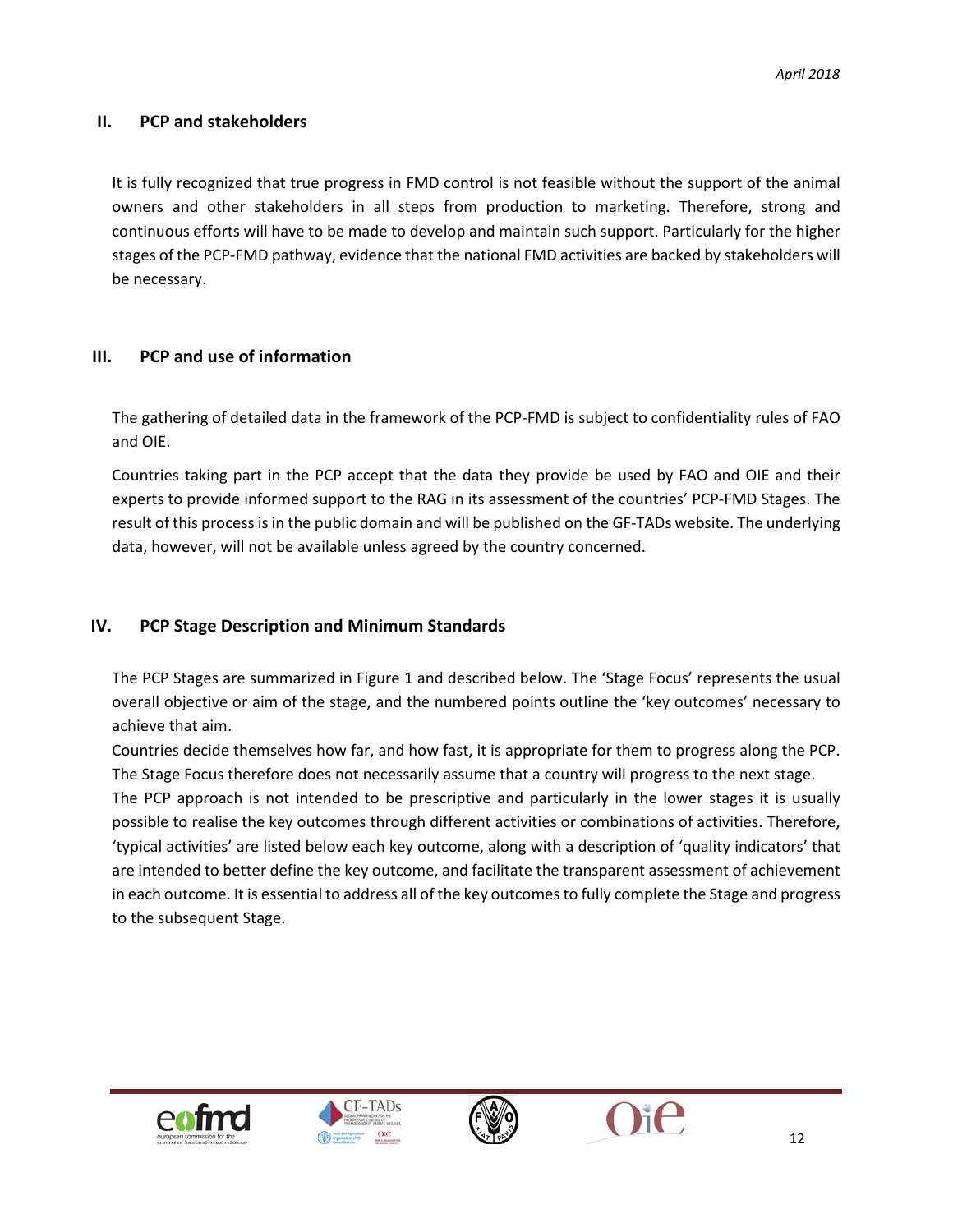## II. PCP and stakeholders

It is fully recognized that true progress in FMD control is not feasible without the support of the animal owners and other stakeholders in all steps from production to marketing. Therefore, strong and continuous efforts will have to be made to develop and maintain such support. Particularly for the higher stages of the PCP-FMD pathway, evidence that the national FMD activities are backed by stakeholders will be necessary.

## III. PCP and use of information

The gathering of detailed data in the framework of the PCP-FMD is subject to confidentiality rules of FAO and OIE.

Countries taking part in the PCP accept that the data they provide be used by FAO and OIE and their experts to provide informed support to the RAG in its assessment of the countries' PCP-FMD Stages. The result of this process is in the public domain and will be published on the GF-TADs website. The underlying data, however, will not be available unless agreed by the country concerned.

## IV. PCP Stage Description and Minimum Standards

The PCP Stages are summarized in Figure 1 and described below. The 'Stage Focus' represents the usual overall objective or aim of the stage, and the numbered points outline the 'key outcomes' necessary to achieve that aim.

Countries decide themselves how far, and how fast, it is appropriate for them to progress along the PCP. The Stage Focus therefore does not necessarily assume that a country will progress to the next stage.

The PCP approach is not intended to be prescriptive and particularly in the lower stages it is usually possible to realise the key outcomes through different activities or combinations of activities. Therefore, 'typical activities' are listed below each key outcome, along with a description of 'quality indicators' that are intended to better define the key outcome, and facilitate the transparent assessment of achievement in each outcome. It is essential to address all of the key outcomes to fully complete the Stage and progress to the subsequent Stage.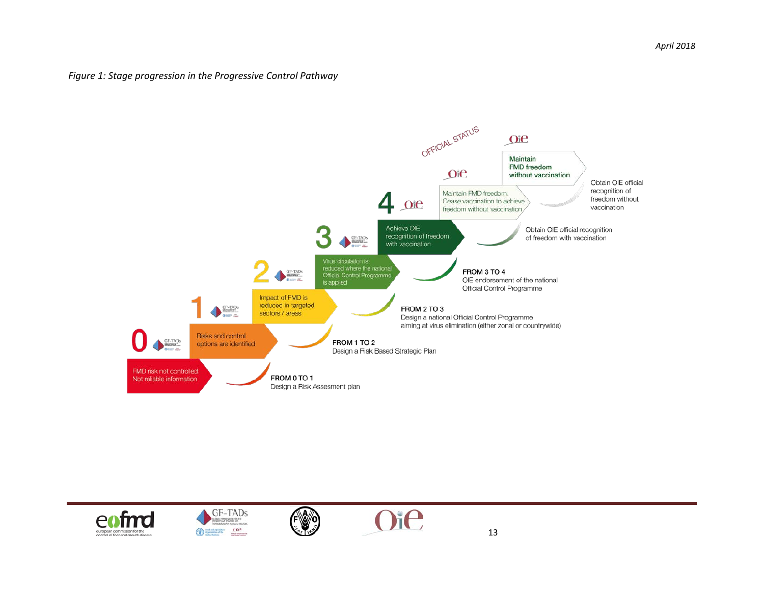*Figure 1: Stage progression in the Progressive Control Pathway*

OFFICIAL STATUS

**0** — FMD risk not controlled. Not reliable information

**FROM 0 TO 1**
Design a Risk Assesment plan

**1** — Risks and control options are identified

**FROM 1 TO 2**
Design a Risk Based Strategic Plan

**2** — Impact of FMD is reduced in targeted sectors / areas

**FROM 2 TO 3**
Design a national Official Control Programme aiming at virus elimination (either zonal or countrywide)

**3** — Virus circulation is reduced where the national Official Control Programme is applied

**FROM 3 TO 4**
OIE endorsement of the national Official Control Programme

**4** — Achieve OIE recognition of freedom with vaccination

Obtain OIE official recognition of freedom with vaccination

Maintain FMD freedom. Cease vaccination to achieve freedom without vaccination

Obtain OIE official recognition of freedom without vaccination

Maintain FMD freedom without vaccination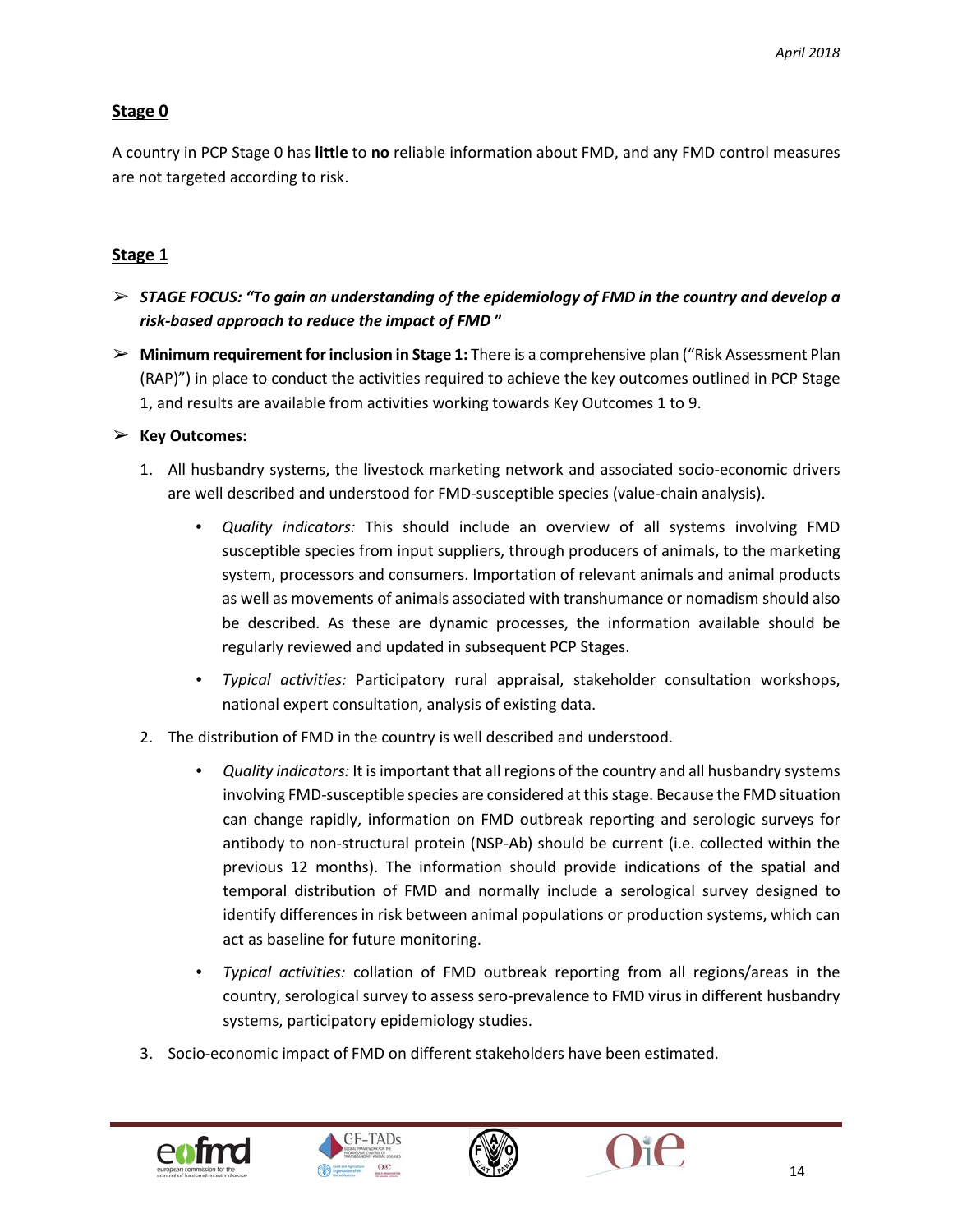## Stage 0

A country in PCP Stage 0 has **little** to **no** reliable information about FMD, and any FMD control measures are not targeted according to risk.

## Stage 1

➢ ***STAGE FOCUS: "To gain an understanding of the epidemiology of FMD in the country and develop a risk-based approach to reduce the impact of FMD"***

➢ **Minimum requirement for inclusion in Stage 1:** There is a comprehensive plan ("Risk Assessment Plan (RAP)") in place to conduct the activities required to achieve the key outcomes outlined in PCP Stage 1, and results are available from activities working towards Key Outcomes 1 to 9.

➢ **Key Outcomes:**

1. All husbandry systems, the livestock marketing network and associated socio-economic drivers are well described and understood for FMD-susceptible species (value-chain analysis).
   - *Quality indicators:* This should include an overview of all systems involving FMD susceptible species from input suppliers, through producers of animals, to the marketing system, processors and consumers. Importation of relevant animals and animal products as well as movements of animals associated with transhumance or nomadism should also be described. As these are dynamic processes, the information available should be regularly reviewed and updated in subsequent PCP Stages.
   - *Typical activities:* Participatory rural appraisal, stakeholder consultation workshops, national expert consultation, analysis of existing data.
2. The distribution of FMD in the country is well described and understood.
   - *Quality indicators:* It is important that all regions of the country and all husbandry systems involving FMD-susceptible species are considered at this stage. Because the FMD situation can change rapidly, information on FMD outbreak reporting and serologic surveys for antibody to non-structural protein (NSP-Ab) should be current (i.e. collected within the previous 12 months). The information should provide indications of the spatial and temporal distribution of FMD and normally include a serological survey designed to identify differences in risk between animal populations or production systems, which can act as baseline for future monitoring.
   - *Typical activities:* collation of FMD outbreak reporting from all regions/areas in the country, serological survey to assess sero-prevalence to FMD virus in different husbandry systems, participatory epidemiology studies.
3. Socio-economic impact of FMD on different stakeholders have been estimated.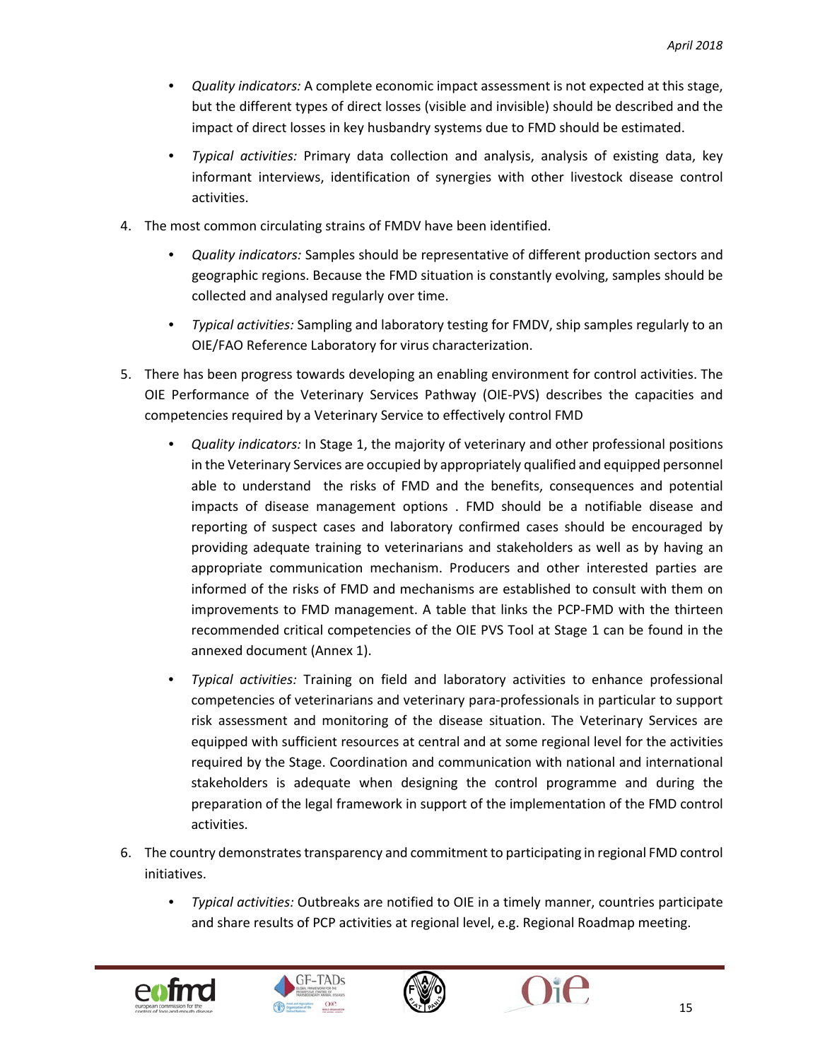- *Quality indicators:* A complete economic impact assessment is not expected at this stage, but the different types of direct losses (visible and invisible) should be described and the impact of direct losses in key husbandry systems due to FMD should be estimated.
- *Typical activities:* Primary data collection and analysis, analysis of existing data, key informant interviews, identification of synergies with other livestock disease control activities.

4. The most common circulating strains of FMDV have been identified.
   - *Quality indicators:* Samples should be representative of different production sectors and geographic regions. Because the FMD situation is constantly evolving, samples should be collected and analysed regularly over time.
   - *Typical activities:* Sampling and laboratory testing for FMDV, ship samples regularly to an OIE/FAO Reference Laboratory for virus characterization.

5. There has been progress towards developing an enabling environment for control activities. The OIE Performance of the Veterinary Services Pathway (OIE-PVS) describes the capacities and competencies required by a Veterinary Service to effectively control FMD
   - *Quality indicators:* In Stage 1, the majority of veterinary and other professional positions in the Veterinary Services are occupied by appropriately qualified and equipped personnel able to understand the risks of FMD and the benefits, consequences and potential impacts of disease management options . FMD should be a notifiable disease and reporting of suspect cases and laboratory confirmed cases should be encouraged by providing adequate training to veterinarians and stakeholders as well as by having an appropriate communication mechanism. Producers and other interested parties are informed of the risks of FMD and mechanisms are established to consult with them on improvements to FMD management. A table that links the PCP-FMD with the thirteen recommended critical competencies of the OIE PVS Tool at Stage 1 can be found in the annexed document (Annex 1).
   - *Typical activities:* Training on field and laboratory activities to enhance professional competencies of veterinarians and veterinary para-professionals in particular to support risk assessment and monitoring of the disease situation. The Veterinary Services are equipped with sufficient resources at central and at some regional level for the activities required by the Stage. Coordination and communication with national and international stakeholders is adequate when designing the control programme and during the preparation of the legal framework in support of the implementation of the FMD control activities.

6. The country demonstrates transparency and commitment to participating in regional FMD control initiatives.
   - *Typical activities:* Outbreaks are notified to OIE in a timely manner, countries participate and share results of PCP activities at regional level, e.g. Regional Roadmap meeting.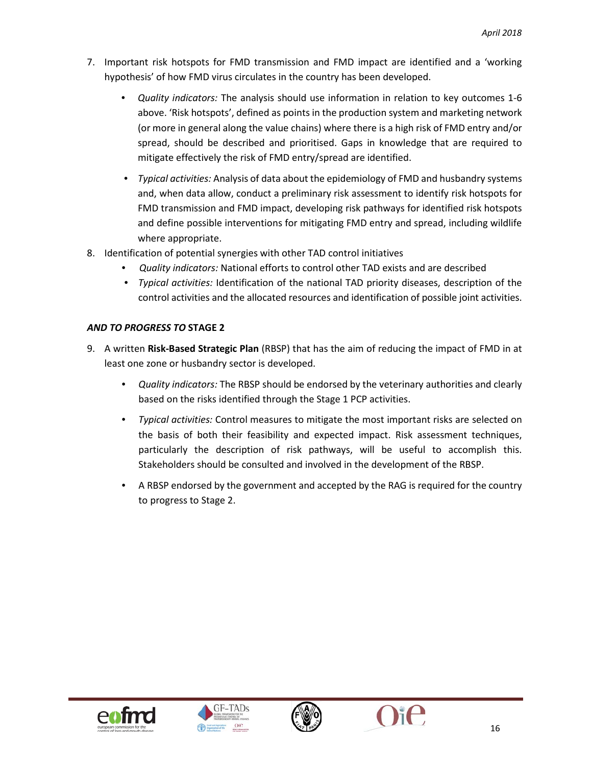7. Important risk hotspots for FMD transmission and FMD impact are identified and a 'working hypothesis' of how FMD virus circulates in the country has been developed.

   - *Quality indicators:* The analysis should use information in relation to key outcomes 1-6 above. 'Risk hotspots', defined as points in the production system and marketing network (or more in general along the value chains) where there is a high risk of FMD entry and/or spread, should be described and prioritised. Gaps in knowledge that are required to mitigate effectively the risk of FMD entry/spread are identified.

   - *Typical activities:* Analysis of data about the epidemiology of FMD and husbandry systems and, when data allow, conduct a preliminary risk assessment to identify risk hotspots for FMD transmission and FMD impact, developing risk pathways for identified risk hotspots and define possible interventions for mitigating FMD entry and spread, including wildlife where appropriate.

8. Identification of potential synergies with other TAD control initiatives
   - *Quality indicators:* National efforts to control other TAD exists and are described
   - *Typical activities:* Identification of the national TAD priority diseases, description of the control activities and the allocated resources and identification of possible joint activities.

***AND TO PROGRESS TO* STAGE 2**

9. A written **Risk-Based Strategic Plan** (RBSP) that has the aim of reducing the impact of FMD in at least one zone or husbandry sector is developed.

   - *Quality indicators:* The RBSP should be endorsed by the veterinary authorities and clearly based on the risks identified through the Stage 1 PCP activities.

   - *Typical activities:* Control measures to mitigate the most important risks are selected on the basis of both their feasibility and expected impact. Risk assessment techniques, particularly the description of risk pathways, will be useful to accomplish this. Stakeholders should be consulted and involved in the development of the RBSP.

   - A RBSP endorsed by the government and accepted by the RAG is required for the country to progress to Stage 2.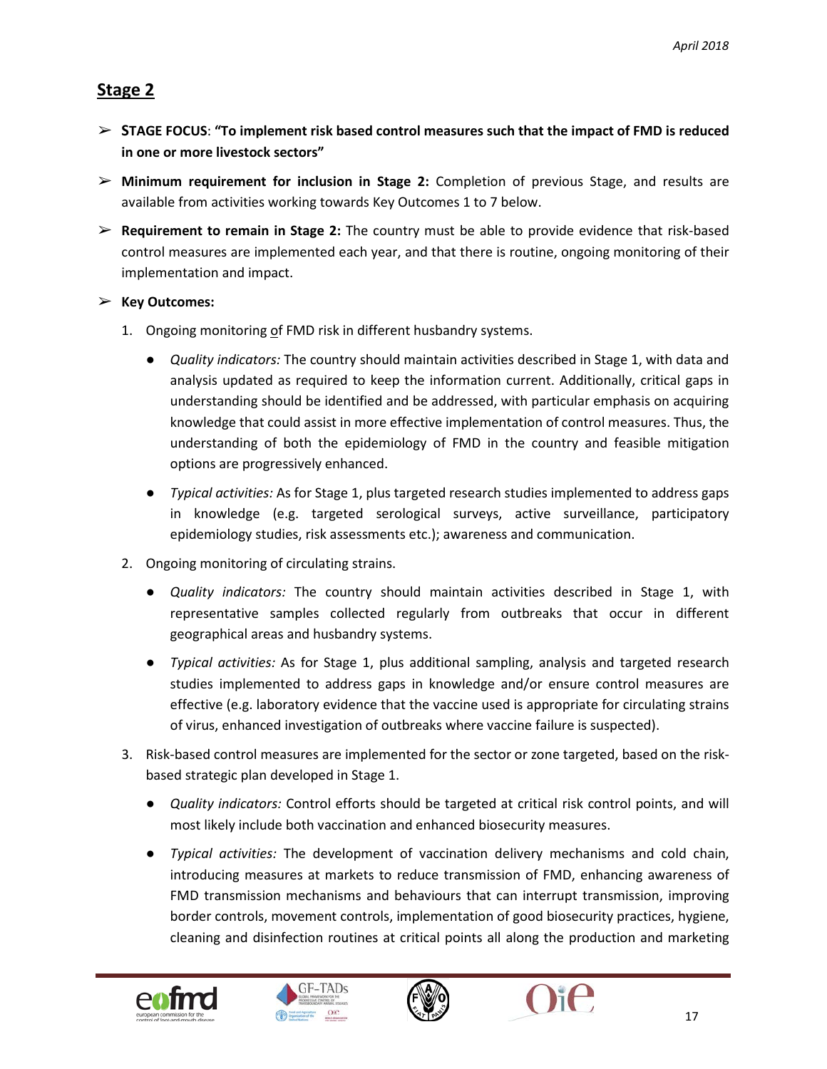## Stage 2

- **STAGE FOCUS**: **"To implement risk based control measures such that the impact of FMD is reduced in one or more livestock sectors"**
- **Minimum requirement for inclusion in Stage 2:** Completion of previous Stage, and results are available from activities working towards Key Outcomes 1 to 7 below.
- **Requirement to remain in Stage 2:** The country must be able to provide evidence that risk-based control measures are implemented each year, and that there is routine, ongoing monitoring of their implementation and impact.
- **Key Outcomes:**

1. Ongoing monitoring of FMD risk in different husbandry systems.

   - *Quality indicators:* The country should maintain activities described in Stage 1, with data and analysis updated as required to keep the information current. Additionally, critical gaps in understanding should be identified and be addressed, with particular emphasis on acquiring knowledge that could assist in more effective implementation of control measures. Thus, the understanding of both the epidemiology of FMD in the country and feasible mitigation options are progressively enhanced.
   - *Typical activities:* As for Stage 1, plus targeted research studies implemented to address gaps in knowledge (e.g. targeted serological surveys, active surveillance, participatory epidemiology studies, risk assessments etc.); awareness and communication.

2. Ongoing monitoring of circulating strains.

   - *Quality indicators:* The country should maintain activities described in Stage 1, with representative samples collected regularly from outbreaks that occur in different geographical areas and husbandry systems.
   - *Typical activities:* As for Stage 1, plus additional sampling, analysis and targeted research studies implemented to address gaps in knowledge and/or ensure control measures are effective (e.g. laboratory evidence that the vaccine used is appropriate for circulating strains of virus, enhanced investigation of outbreaks where vaccine failure is suspected).

3. Risk-based control measures are implemented for the sector or zone targeted, based on the risk-based strategic plan developed in Stage 1.

   - *Quality indicators:* Control efforts should be targeted at critical risk control points, and will most likely include both vaccination and enhanced biosecurity measures.
   - *Typical activities:* The development of vaccination delivery mechanisms and cold chain, introducing measures at markets to reduce transmission of FMD, enhancing awareness of FMD transmission mechanisms and behaviours that can interrupt transmission, improving border controls, movement controls, implementation of good biosecurity practices, hygiene, cleaning and disinfection routines at critical points all along the production and marketing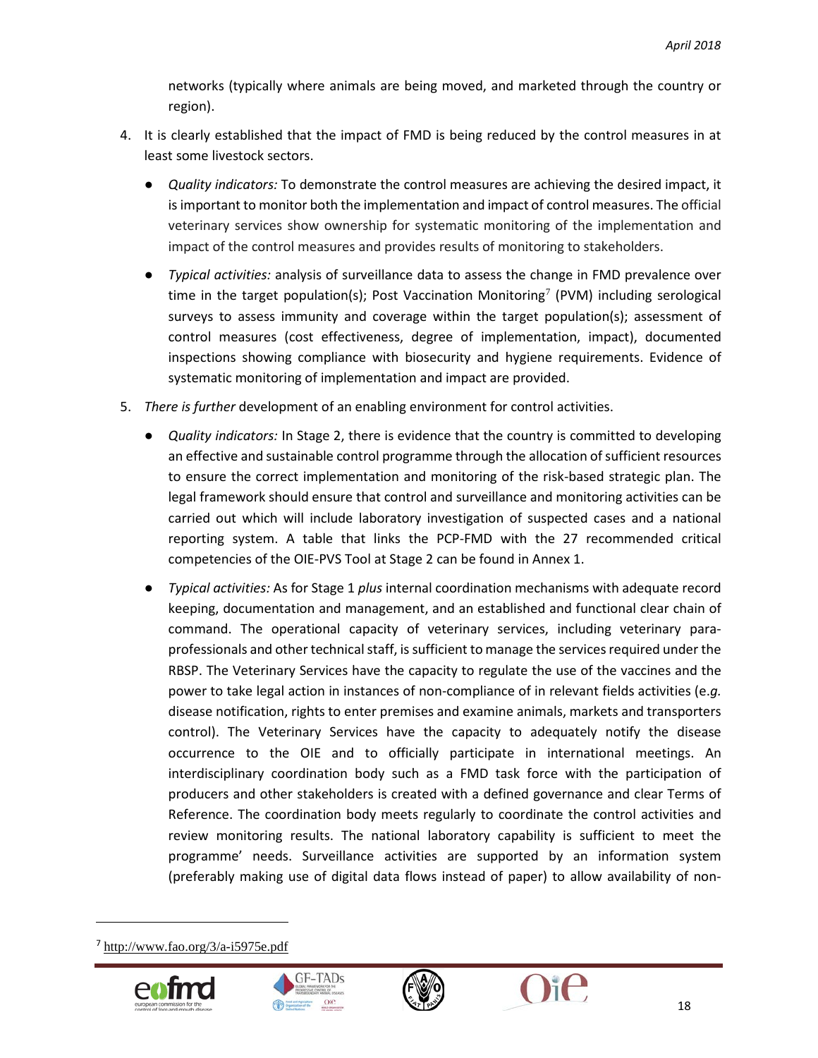networks (typically where animals are being moved, and marketed through the country or region).

4. It is clearly established that the impact of FMD is being reduced by the control measures in at least some livestock sectors.

    - *Quality indicators:* To demonstrate the control measures are achieving the desired impact, it is important to monitor both the implementation and impact of control measures. The official veterinary services show ownership for systematic monitoring of the implementation and impact of the control measures and provides results of monitoring to stakeholders.

    - *Typical activities:* analysis of surveillance data to assess the change in FMD prevalence over time in the target population(s); Post Vaccination Monitoring[7] (PVM) including serological surveys to assess immunity and coverage within the target population(s); assessment of control measures (cost effectiveness, degree of implementation, impact), documented inspections showing compliance with biosecurity and hygiene requirements. Evidence of systematic monitoring of implementation and impact are provided.

5. *There is further* development of an enabling environment for control activities.

    - *Quality indicators:* In Stage 2, there is evidence that the country is committed to developing an effective and sustainable control programme through the allocation of sufficient resources to ensure the correct implementation and monitoring of the risk-based strategic plan. The legal framework should ensure that control and surveillance and monitoring activities can be carried out which will include laboratory investigation of suspected cases and a national reporting system. A table that links the PCP-FMD with the 27 recommended critical competencies of the OIE-PVS Tool at Stage 2 can be found in Annex 1.

    - *Typical activities:* As for Stage 1 *plus* internal coordination mechanisms with adequate record keeping, documentation and management, and an established and functional clear chain of command. The operational capacity of veterinary services, including veterinary para-professionals and other technical staff, is sufficient to manage the services required under the RBSP. The Veterinary Services have the capacity to regulate the use of the vaccines and the power to take legal action in instances of non-compliance of in relevant fields activities (e.*g.* disease notification, rights to enter premises and examine animals, markets and transporters control). The Veterinary Services have the capacity to adequately notify the disease occurrence to the OIE and to officially participate in international meetings. An interdisciplinary coordination body such as a FMD task force with the participation of producers and other stakeholders is created with a defined governance and clear Terms of Reference. The coordination body meets regularly to coordinate the control activities and review monitoring results. The national laboratory capability is sufficient to meet the programme' needs. Surveillance activities are supported by an information system (preferably making use of digital data flows instead of paper) to allow availability of non-

[7] http://www.fao.org/3/a-i5975e.pdf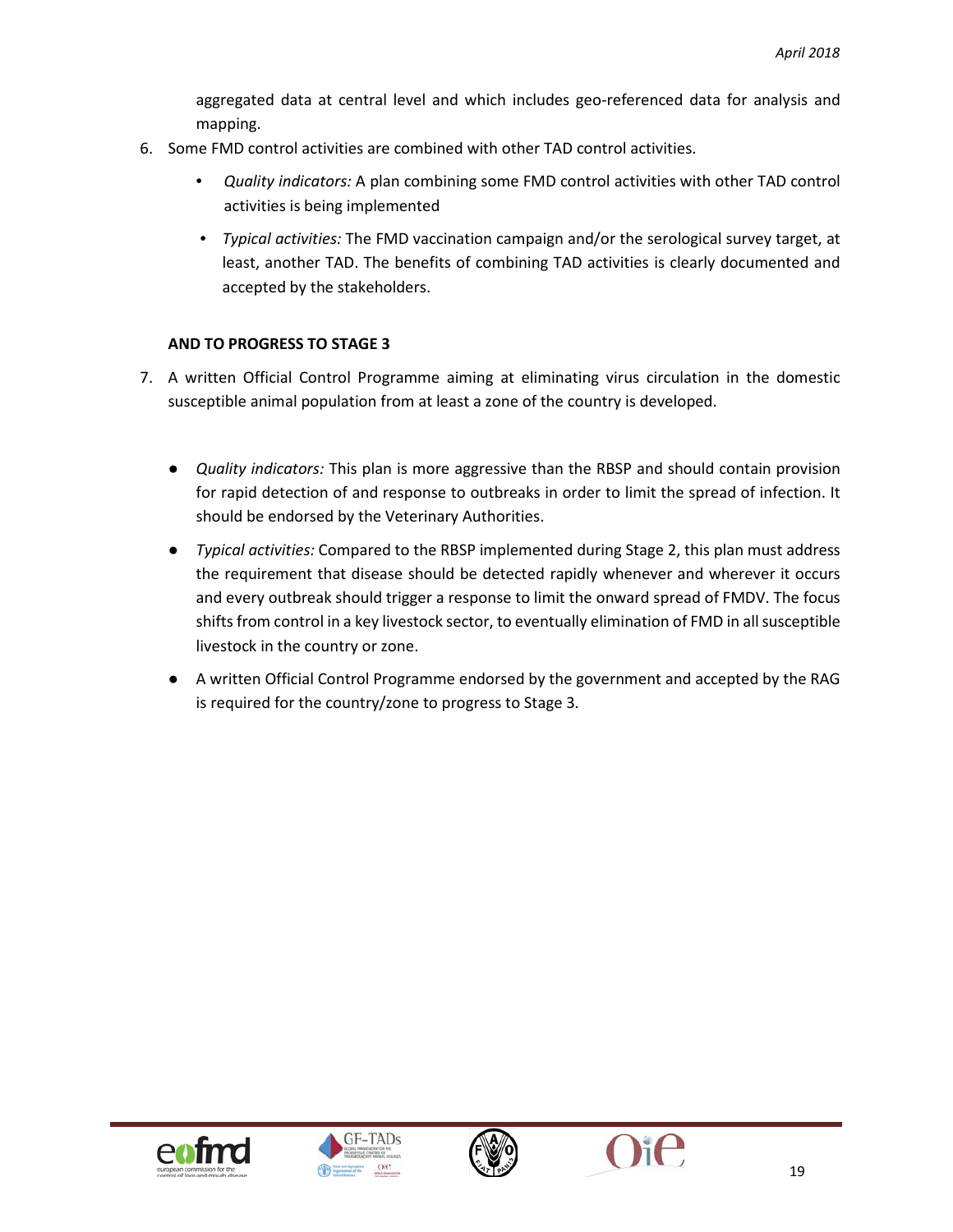aggregated data at central level and which includes geo-referenced data for analysis and mapping.

6. Some FMD control activities are combined with other TAD control activities.

    - *Quality indicators:* A plan combining some FMD control activities with other TAD control activities is being implemented
    - *Typical activities:* The FMD vaccination campaign and/or the serological survey target, at least, another TAD. The benefits of combining TAD activities is clearly documented and accepted by the stakeholders.

**AND TO PROGRESS TO STAGE 3**

7. A written Official Control Programme aiming at eliminating virus circulation in the domestic susceptible animal population from at least a zone of the country is developed.

    - *Quality indicators:* This plan is more aggressive than the RBSP and should contain provision for rapid detection of and response to outbreaks in order to limit the spread of infection. It should be endorsed by the Veterinary Authorities.
    - *Typical activities:* Compared to the RBSP implemented during Stage 2, this plan must address the requirement that disease should be detected rapidly whenever and wherever it occurs and every outbreak should trigger a response to limit the onward spread of FMDV. The focus shifts from control in a key livestock sector, to eventually elimination of FMD in all susceptible livestock in the country or zone.
    - A written Official Control Programme endorsed by the government and accepted by the RAG is required for the country/zone to progress to Stage 3.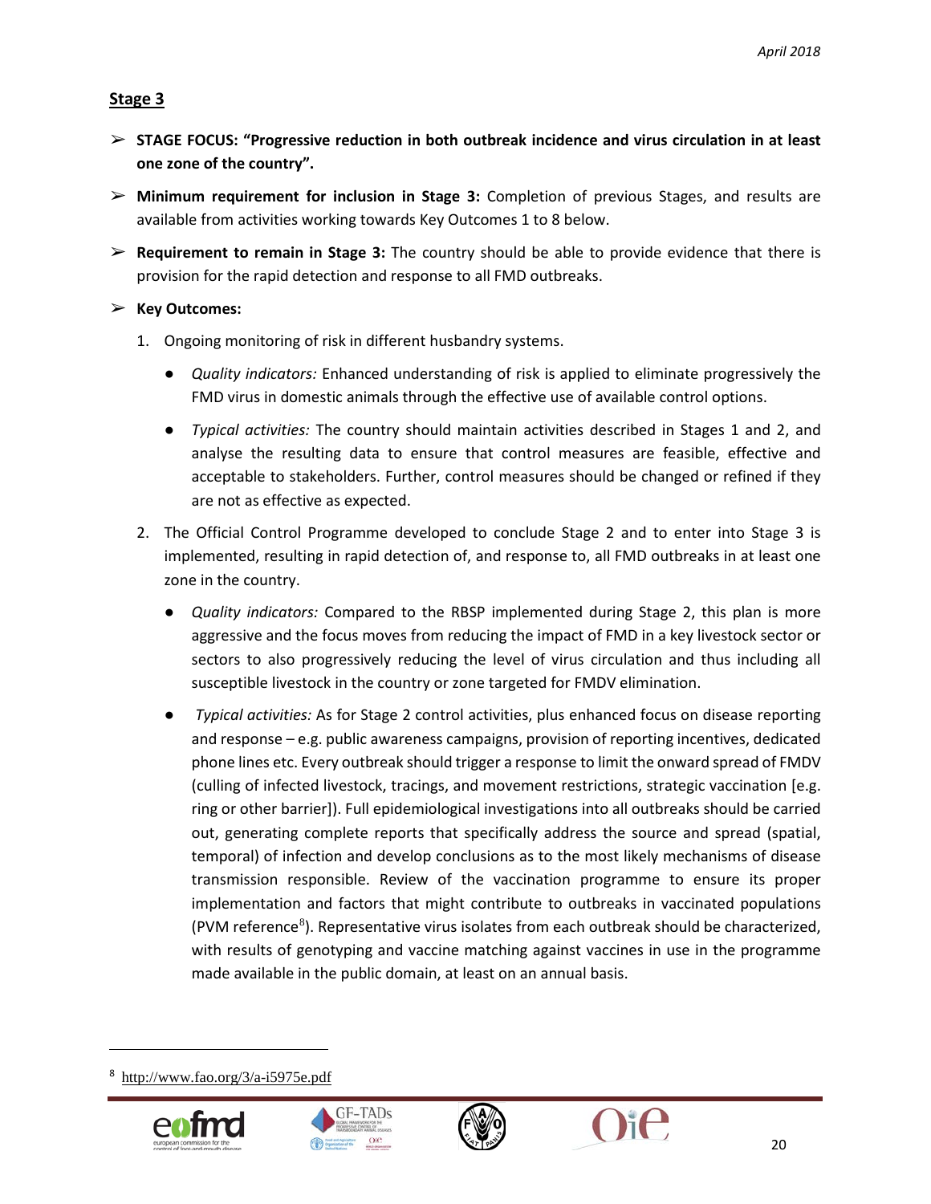## Stage 3

- **STAGE FOCUS: "Progressive reduction in both outbreak incidence and virus circulation in at least one zone of the country".**
- **Minimum requirement for inclusion in Stage 3:** Completion of previous Stages, and results are available from activities working towards Key Outcomes 1 to 8 below.
- **Requirement to remain in Stage 3:** The country should be able to provide evidence that there is provision for the rapid detection and response to all FMD outbreaks.
- **Key Outcomes:**
  1. Ongoing monitoring of risk in different husbandry systems.
     - *Quality indicators:* Enhanced understanding of risk is applied to eliminate progressively the FMD virus in domestic animals through the effective use of available control options.
     - *Typical activities:* The country should maintain activities described in Stages 1 and 2, and analyse the resulting data to ensure that control measures are feasible, effective and acceptable to stakeholders. Further, control measures should be changed or refined if they are not as effective as expected.
  2. The Official Control Programme developed to conclude Stage 2 and to enter into Stage 3 is implemented, resulting in rapid detection of, and response to, all FMD outbreaks in at least one zone in the country.
     - *Quality indicators:* Compared to the RBSP implemented during Stage 2, this plan is more aggressive and the focus moves from reducing the impact of FMD in a key livestock sector or sectors to also progressively reducing the level of virus circulation and thus including all susceptible livestock in the country or zone targeted for FMDV elimination.
     - *Typical activities:* As for Stage 2 control activities, plus enhanced focus on disease reporting and response – e.g. public awareness campaigns, provision of reporting incentives, dedicated phone lines etc. Every outbreak should trigger a response to limit the onward spread of FMDV (culling of infected livestock, tracings, and movement restrictions, strategic vaccination [e.g. ring or other barrier]). Full epidemiological investigations into all outbreaks should be carried out, generating complete reports that specifically address the source and spread (spatial, temporal) of infection and develop conclusions as to the most likely mechanisms of disease transmission responsible. Review of the vaccination programme to ensure its proper implementation and factors that might contribute to outbreaks in vaccinated populations (PVM reference[8]). Representative virus isolates from each outbreak should be characterized, with results of genotyping and vaccine matching against vaccines in use in the programme made available in the public domain, at least on an annual basis.

[8] http://www.fao.org/3/a-i5975e.pdf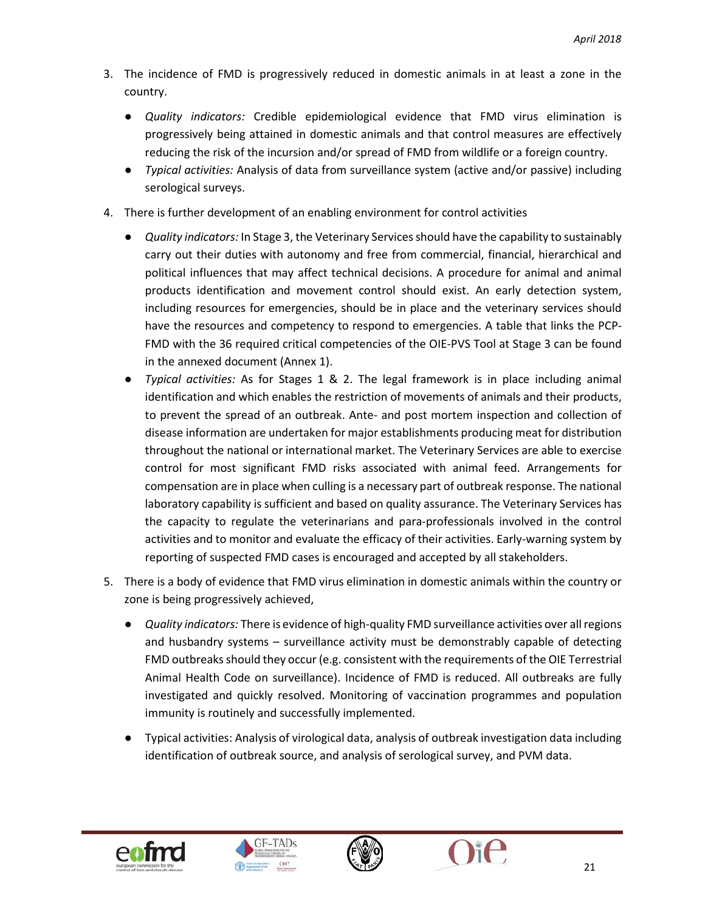3. The incidence of FMD is progressively reduced in domestic animals in at least a zone in the country.

    - *Quality indicators:* Credible epidemiological evidence that FMD virus elimination is progressively being attained in domestic animals and that control measures are effectively reducing the risk of the incursion and/or spread of FMD from wildlife or a foreign country.
    - *Typical activities:* Analysis of data from surveillance system (active and/or passive) including serological surveys.

4. There is further development of an enabling environment for control activities

    - *Quality indicators:* In Stage 3, the Veterinary Services should have the capability to sustainably carry out their duties with autonomy and free from commercial, financial, hierarchical and political influences that may affect technical decisions. A procedure for animal and animal products identification and movement control should exist. An early detection system, including resources for emergencies, should be in place and the veterinary services should have the resources and competency to respond to emergencies. A table that links the PCP-FMD with the 36 required critical competencies of the OIE-PVS Tool at Stage 3 can be found in the annexed document (Annex 1).
    - *Typical activities:* As for Stages 1 & 2. The legal framework is in place including animal identification and which enables the restriction of movements of animals and their products, to prevent the spread of an outbreak. Ante- and post mortem inspection and collection of disease information are undertaken for major establishments producing meat for distribution throughout the national or international market. The Veterinary Services are able to exercise control for most significant FMD risks associated with animal feed. Arrangements for compensation are in place when culling is a necessary part of outbreak response. The national laboratory capability is sufficient and based on quality assurance. The Veterinary Services has the capacity to regulate the veterinarians and para-professionals involved in the control activities and to monitor and evaluate the efficacy of their activities. Early-warning system by reporting of suspected FMD cases is encouraged and accepted by all stakeholders.

5. There is a body of evidence that FMD virus elimination in domestic animals within the country or zone is being progressively achieved,

    - *Quality indicators:* There is evidence of high-quality FMD surveillance activities over all regions and husbandry systems – surveillance activity must be demonstrably capable of detecting FMD outbreaks should they occur (e.g. consistent with the requirements of the OIE Terrestrial Animal Health Code on surveillance). Incidence of FMD is reduced. All outbreaks are fully investigated and quickly resolved. Monitoring of vaccination programmes and population immunity is routinely and successfully implemented.

    - Typical activities: Analysis of virological data, analysis of outbreak investigation data including identification of outbreak source, and analysis of serological survey, and PVM data.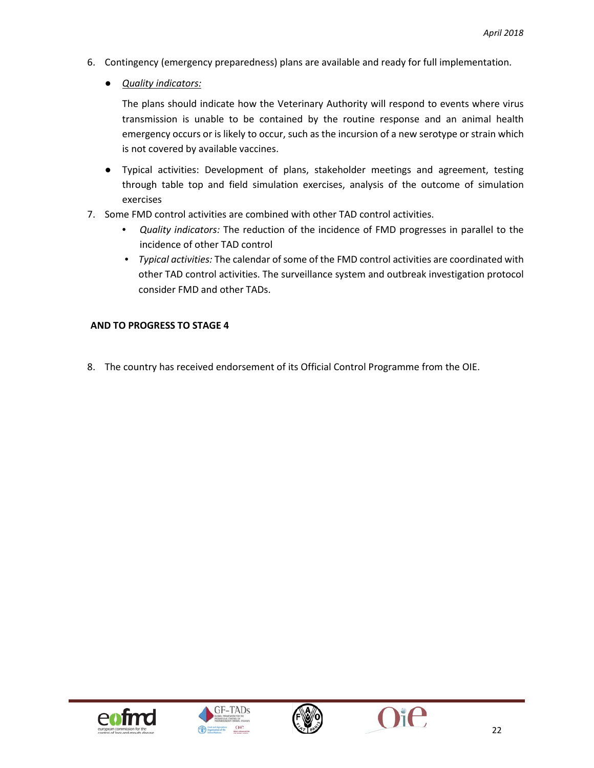6. Contingency (emergency preparedness) plans are available and ready for full implementation.

   - *Quality indicators:*

     The plans should indicate how the Veterinary Authority will respond to events where virus transmission is unable to be contained by the routine response and an animal health emergency occurs or is likely to occur, such as the incursion of a new serotype or strain which is not covered by available vaccines.

   - Typical activities: Development of plans, stakeholder meetings and agreement, testing through table top and field simulation exercises, analysis of the outcome of simulation exercises

7. Some FMD control activities are combined with other TAD control activities.
   - *Quality indicators:* The reduction of the incidence of FMD progresses in parallel to the incidence of other TAD control
   - *Typical activities:* The calendar of some of the FMD control activities are coordinated with other TAD control activities. The surveillance system and outbreak investigation protocol consider FMD and other TADs.

**AND TO PROGRESS TO STAGE 4**

8. The country has received endorsement of its Official Control Programme from the OIE.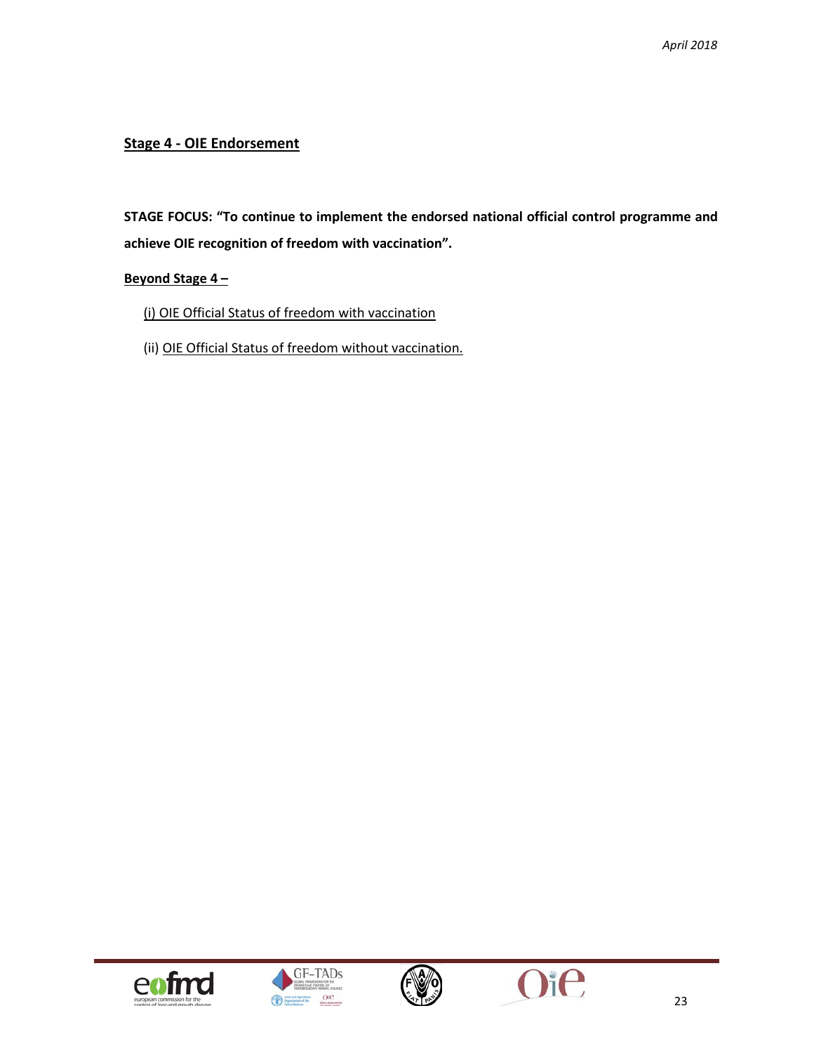## Stage 4 - OIE Endorsement

**STAGE FOCUS: "To continue to implement the endorsed national official control programme and achieve OIE recognition of freedom with vaccination".**

**Beyond Stage 4 –**

(i) OIE Official Status of freedom with vaccination

(ii) OIE Official Status of freedom without vaccination.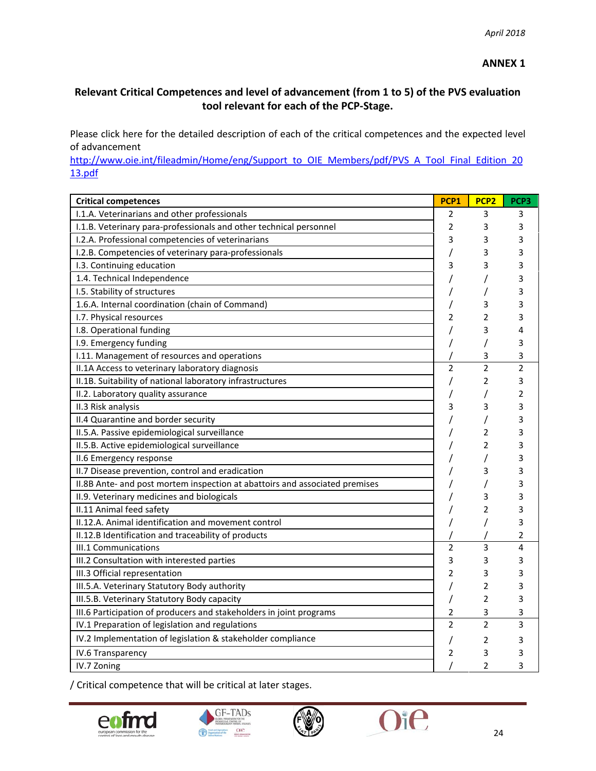*April 2018*

**ANNEX 1**

**Relevant Critical Competences and level of advancement (from 1 to 5) of the PVS evaluation tool relevant for each of the PCP-Stage.**

Please click here for the detailed description of each of the critical competences and the expected level of advancement http://www.oie.int/fileadmin/Home/eng/Support_to_OIE_Members/pdf/PVS_A_Tool_Final_Edition_2013.pdf

| Critical competences | PCP1 | PCP2 | PCP3 |
|---|---|---|---|
| I.1.A. Veterinarians and other professionals | 2 | 3 | 3 |
| I.1.B. Veterinary para-professionals and other technical personnel | 2 | 3 | 3 |
| I.2.A. Professional competences of veterinarians | 3 | 3 | 3 |
| I.2.B. Competencies of veterinary para-professionals | / | 3 | 3 |
| I.3. Continuing education | 3 | 3 | 3 |
| 1.4. Technical Independence | / | / | 3 |
| I.5. Stability of structures | / | / | 3 |
| 1.6.A. Internal coordination (chain of Command) | / | 3 | 3 |
| I.7. Physical resources | 2 | 2 | 3 |
| I.8. Operational funding | / | 3 | 4 |
| I.9. Emergency funding | / | / | 3 |
| I.11. Management of resources and operations | / | 3 | 3 |
| II.1A Access to veterinary laboratory diagnosis | 2 | 2 | 2 |
| II.1B. Suitability of national laboratory infrastructures | / | 2 | 3 |
| II.2. Laboratory quality assurance | / | / | 2 |
| II.3 Risk analysis | 3 | 3 | 3 |
| II.4 Quarantine and border security | / | / | 3 |
| II.5.A. Passive epidemiological surveillance | / | 2 | 3 |
| II.5.B. Active epidemiological surveillance | / | 2 | 3 |
| II.6 Emergency response | / | / | 3 |
| II.7 Disease prevention, control and eradication | / | 3 | 3 |
| II.8B Ante- and post mortem inspection at abattoirs and associated premises | / | / | 3 |
| II.9. Veterinary medicines and biologicals | / | 3 | 3 |
| II.11 Animal feed safety | / | 2 | 3 |
| II.12.A. Animal identification and movement control | / | / | 3 |
| II.12.B Identification and traceability of products | / | / | 2 |
| III.1 Communications | 2 | 3 | 4 |
| III.2 Consultation with interested parties | 3 | 3 | 3 |
| III.3 Official representation | 2 | 3 | 3 |
| III.5.A. Veterinary Statutory Body authority | / | 2 | 3 |
| III.5.B. Veterinary Statutory Body capacity | / | 2 | 3 |
| III.6 Participation of producers and stakeholders in joint programs | 2 | 3 | 3 |
| IV.1 Preparation of legislation and regulations | 2 | 2 | 3 |
| IV.2 Implementation of legislation & stakeholder compliance | / | 2 | 3 |
| IV.6 Transparency | 2 | 3 | 3 |
| IV.7 Zoning | / | 2 | 3 |

/ Critical competence that will be critical at later stages.